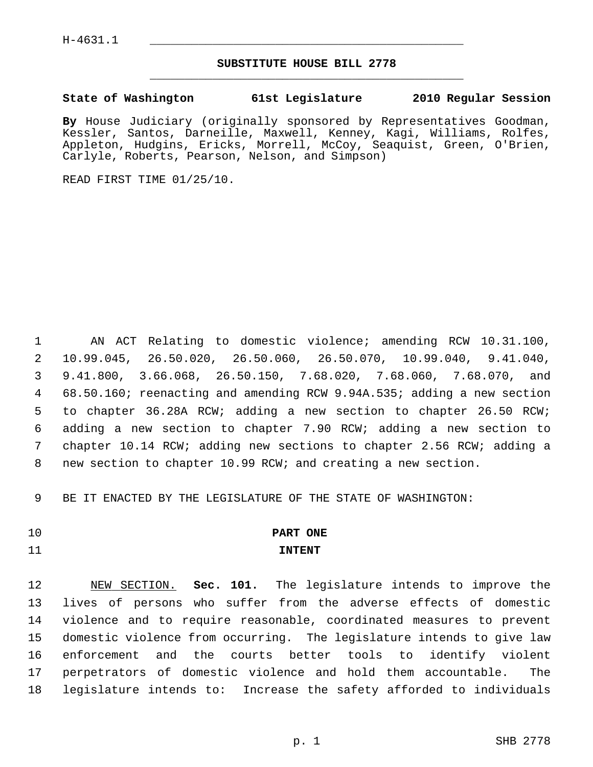H-4631.1

# SUBSTITUTE HOUSE BILL 2778

**State of Washington 61st Legislature 2010 Regular Session**

**By** House Judiciary (originally sponsored by Representatives Goodman, Kessler, Santos, Darneille, Maxwell, Kenney, Kagi, Williams, Rolfes, Appleton, Hudgins, Ericks, Morrell, McCoy, Seaquist, Green, O'Brien, Carlyle, Roberts, Pearson, Nelson, and Simpson)

READ FIRST TIME 01/25/10.

AN ACT Relating to domestic violence; amending RCW 10.31.100, 10.99.045, 26.50.020, 26.50.060, 26.50.070, 10.99.040, 9.41.040, 9.41.800, 3.66.068, 26.50.150, 7.68.020, 7.68.060, 7.68.070, and 68.50.160; reenacting and amending RCW 9.94A.535; adding a new section to chapter 36.28A RCW; adding a new section to chapter 26.50 RCW; adding a new section to chapter 7.90 RCW; adding a new section to chapter 10.14 RCW; adding new sections to chapter 2.56 RCW; adding a new section to chapter 10.99 RCW; and creating a new section.

BE IT ENACTED BY THE LEGISLATURE OF THE STATE OF WASHINGTON:

## PART ONE
## INTENT

NEW SECTION. **Sec. 101.** The legislature intends to improve the lives of persons who suffer from the adverse effects of domestic violence and to require reasonable, coordinated measures to prevent domestic violence from occurring. The legislature intends to give law enforcement and the courts better tools to identify violent perpetrators of domestic violence and hold them accountable. The legislature intends to: Increase the safety afforded to individuals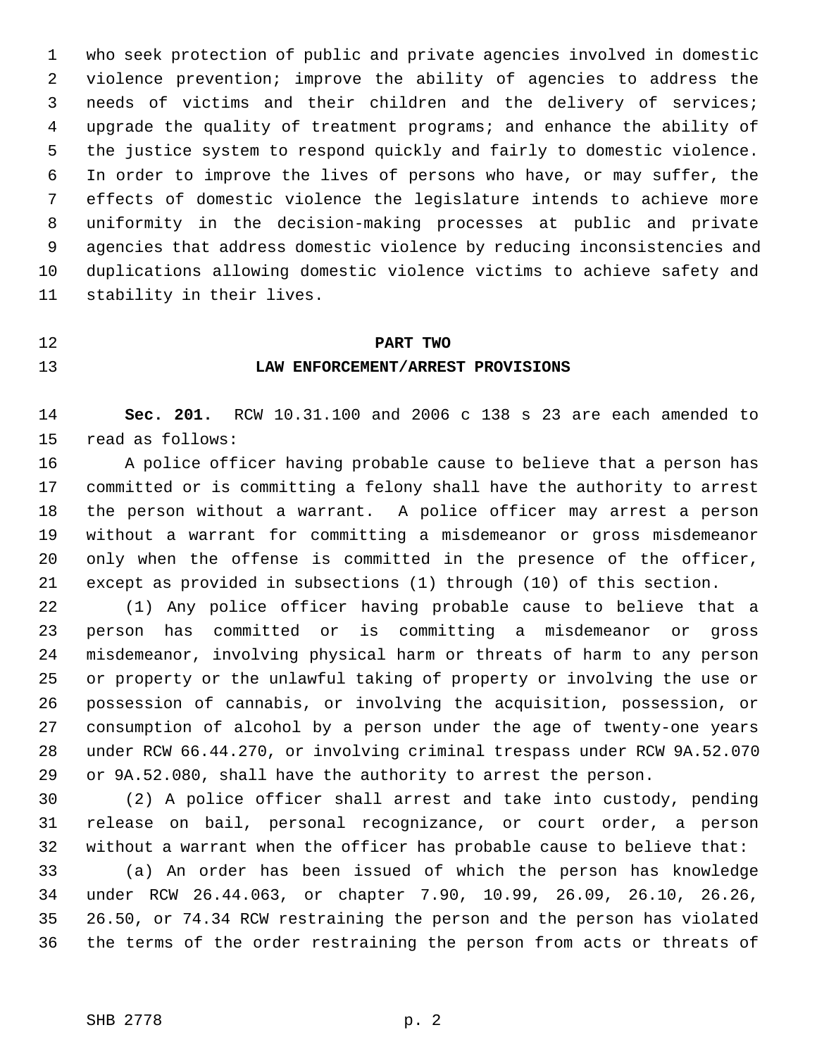who seek protection of public and private agencies involved in domestic violence prevention; improve the ability of agencies to address the needs of victims and their children and the delivery of services; upgrade the quality of treatment programs; and enhance the ability of the justice system to respond quickly and fairly to domestic violence. In order to improve the lives of persons who have, or may suffer, the effects of domestic violence the legislature intends to achieve more uniformity in the decision-making processes at public and private agencies that address domestic violence by reducing inconsistencies and duplications allowing domestic violence victims to achieve safety and stability in their lives.

## PART TWO
## LAW ENFORCEMENT/ARREST PROVISIONS

**Sec. 201.** RCW 10.31.100 and 2006 c 138 s 23 are each amended to read as follows:

A police officer having probable cause to believe that a person has committed or is committing a felony shall have the authority to arrest the person without a warrant. A police officer may arrest a person without a warrant for committing a misdemeanor or gross misdemeanor only when the offense is committed in the presence of the officer, except as provided in subsections (1) through (10) of this section.

(1) Any police officer having probable cause to believe that a person has committed or is committing a misdemeanor or gross misdemeanor, involving physical harm or threats of harm to any person or property or the unlawful taking of property or involving the use or possession of cannabis, or involving the acquisition, possession, or consumption of alcohol by a person under the age of twenty-one years under RCW 66.44.270, or involving criminal trespass under RCW 9A.52.070 or 9A.52.080, shall have the authority to arrest the person.

(2) A police officer shall arrest and take into custody, pending release on bail, personal recognizance, or court order, a person without a warrant when the officer has probable cause to believe that:

(a) An order has been issued of which the person has knowledge under RCW 26.44.063, or chapter 7.90, 10.99, 26.09, 26.10, 26.26, 26.50, or 74.34 RCW restraining the person and the person has violated the terms of the order restraining the person from acts or threats of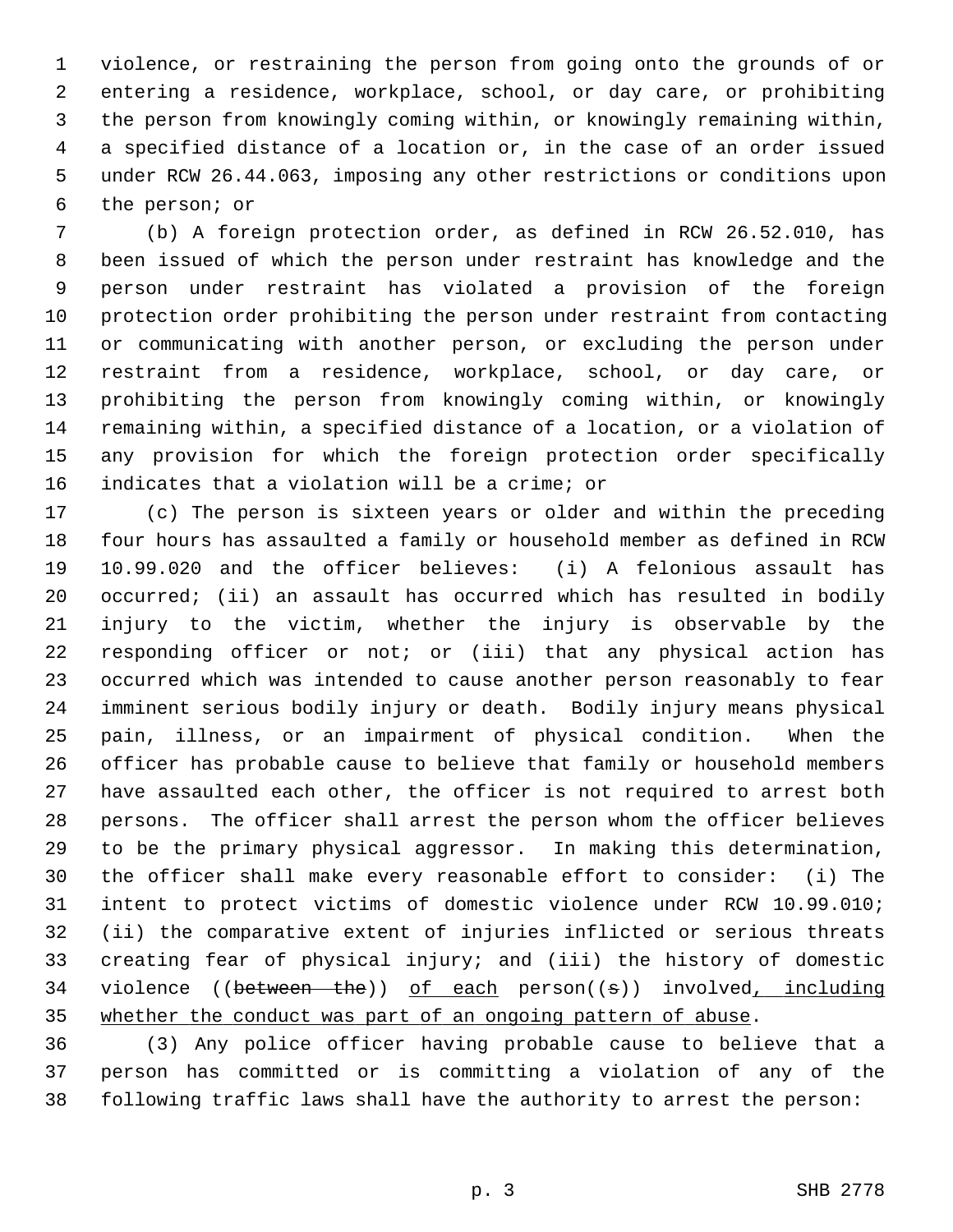violence, or restraining the person from going onto the grounds of or entering a residence, workplace, school, or day care, or prohibiting the person from knowingly coming within, or knowingly remaining within, a specified distance of a location or, in the case of an order issued under RCW 26.44.063, imposing any other restrictions or conditions upon the person; or

(b) A foreign protection order, as defined in RCW 26.52.010, has been issued of which the person under restraint has knowledge and the person under restraint has violated a provision of the foreign protection order prohibiting the person under restraint from contacting or communicating with another person, or excluding the person under restraint from a residence, workplace, school, or day care, or prohibiting the person from knowingly coming within, or knowingly remaining within, a specified distance of a location, or a violation of any provision for which the foreign protection order specifically indicates that a violation will be a crime; or

(c) The person is sixteen years or older and within the preceding four hours has assaulted a family or household member as defined in RCW 10.99.020 and the officer believes: (i) A felonious assault has occurred; (ii) an assault has occurred which has resulted in bodily injury to the victim, whether the injury is observable by the responding officer or not; or (iii) that any physical action has occurred which was intended to cause another person reasonably to fear imminent serious bodily injury or death. Bodily injury means physical pain, illness, or an impairment of physical condition. When the officer has probable cause to believe that family or household members have assaulted each other, the officer is not required to arrest both persons. The officer shall arrest the person whom the officer believes to be the primary physical aggressor. In making this determination, the officer shall make every reasonable effort to consider: (i) The intent to protect victims of domestic violence under RCW 10.99.010; (ii) the comparative extent of injuries inflicted or serious threats creating fear of physical injury; and (iii) the history of domestic violence ((~~between the~~)) <u>of each</u> person((~~s~~)) involved<u>, including whether the conduct was part of an ongoing pattern of abuse</u>.

(3) Any police officer having probable cause to believe that a person has committed or is committing a violation of any of the following traffic laws shall have the authority to arrest the person: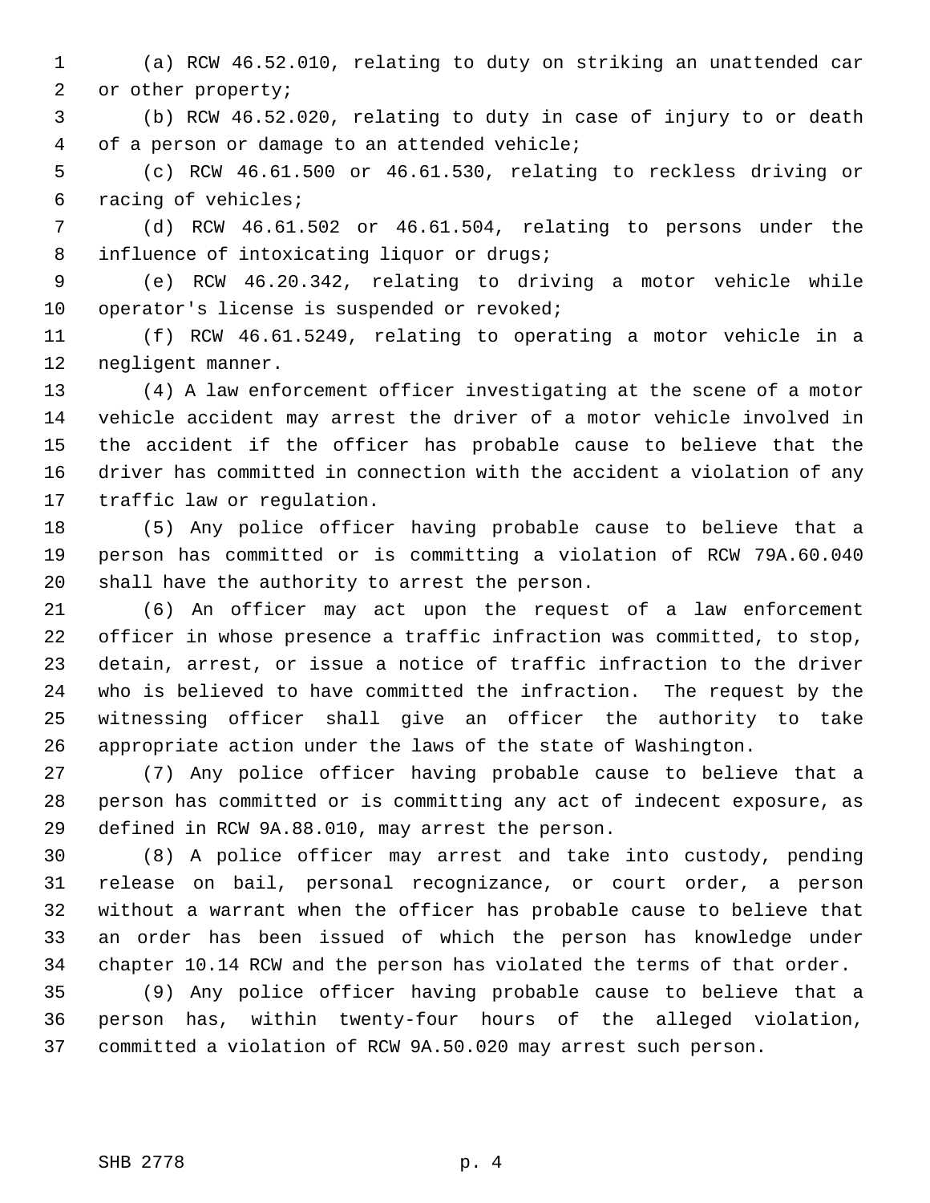(a) RCW 46.52.010, relating to duty on striking an unattended car or other property;

(b) RCW 46.52.020, relating to duty in case of injury to or death of a person or damage to an attended vehicle;

(c) RCW 46.61.500 or 46.61.530, relating to reckless driving or racing of vehicles;

(d) RCW 46.61.502 or 46.61.504, relating to persons under the influence of intoxicating liquor or drugs;

(e) RCW 46.20.342, relating to driving a motor vehicle while operator's license is suspended or revoked;

(f) RCW 46.61.5249, relating to operating a motor vehicle in a negligent manner.

(4) A law enforcement officer investigating at the scene of a motor vehicle accident may arrest the driver of a motor vehicle involved in the accident if the officer has probable cause to believe that the driver has committed in connection with the accident a violation of any traffic law or regulation.

(5) Any police officer having probable cause to believe that a person has committed or is committing a violation of RCW 79A.60.040 shall have the authority to arrest the person.

(6) An officer may act upon the request of a law enforcement officer in whose presence a traffic infraction was committed, to stop, detain, arrest, or issue a notice of traffic infraction to the driver who is believed to have committed the infraction. The request by the witnessing officer shall give an officer the authority to take appropriate action under the laws of the state of Washington.

(7) Any police officer having probable cause to believe that a person has committed or is committing any act of indecent exposure, as defined in RCW 9A.88.010, may arrest the person.

(8) A police officer may arrest and take into custody, pending release on bail, personal recognizance, or court order, a person without a warrant when the officer has probable cause to believe that an order has been issued of which the person has knowledge under chapter 10.14 RCW and the person has violated the terms of that order.

(9) Any police officer having probable cause to believe that a person has, within twenty-four hours of the alleged violation, committed a violation of RCW 9A.50.020 may arrest such person.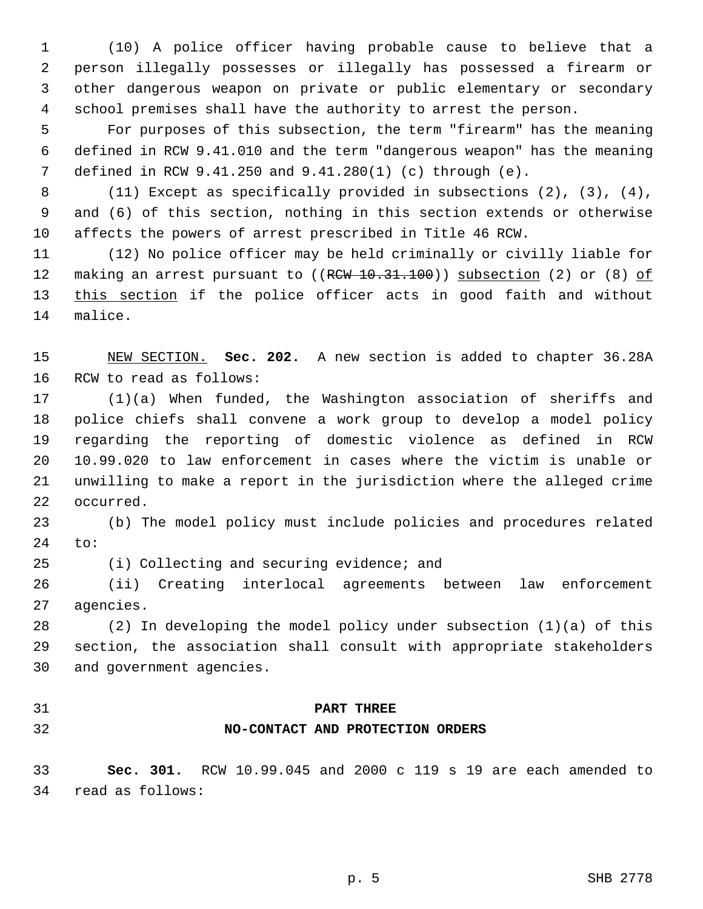(10) A police officer having probable cause to believe that a person illegally possesses or illegally has possessed a firearm or other dangerous weapon on private or public elementary or secondary school premises shall have the authority to arrest the person.

For purposes of this subsection, the term "firearm" has the meaning defined in RCW 9.41.010 and the term "dangerous weapon" has the meaning defined in RCW 9.41.250 and 9.41.280(1) (c) through (e).

(11) Except as specifically provided in subsections (2), (3), (4), and (6) of this section, nothing in this section extends or otherwise affects the powers of arrest prescribed in Title 46 RCW.

(12) No police officer may be held criminally or civilly liable for making an arrest pursuant to ((~~RCW 10.31.100~~)) subsection (2) or (8) of this section if the police officer acts in good faith and without malice.

NEW SECTION. **Sec. 202.** A new section is added to chapter 36.28A RCW to read as follows:

(1)(a) When funded, the Washington association of sheriffs and police chiefs shall convene a work group to develop a model policy regarding the reporting of domestic violence as defined in RCW 10.99.020 to law enforcement in cases where the victim is unable or unwilling to make a report in the jurisdiction where the alleged crime occurred.

(b) The model policy must include policies and procedures related to:

(i) Collecting and securing evidence; and

(ii) Creating interlocal agreements between law enforcement agencies.

(2) In developing the model policy under subsection (1)(a) of this section, the association shall consult with appropriate stakeholders and government agencies.

## PART THREE
## NO-CONTACT AND PROTECTION ORDERS

**Sec. 301.** RCW 10.99.045 and 2000 c 119 s 19 are each amended to read as follows: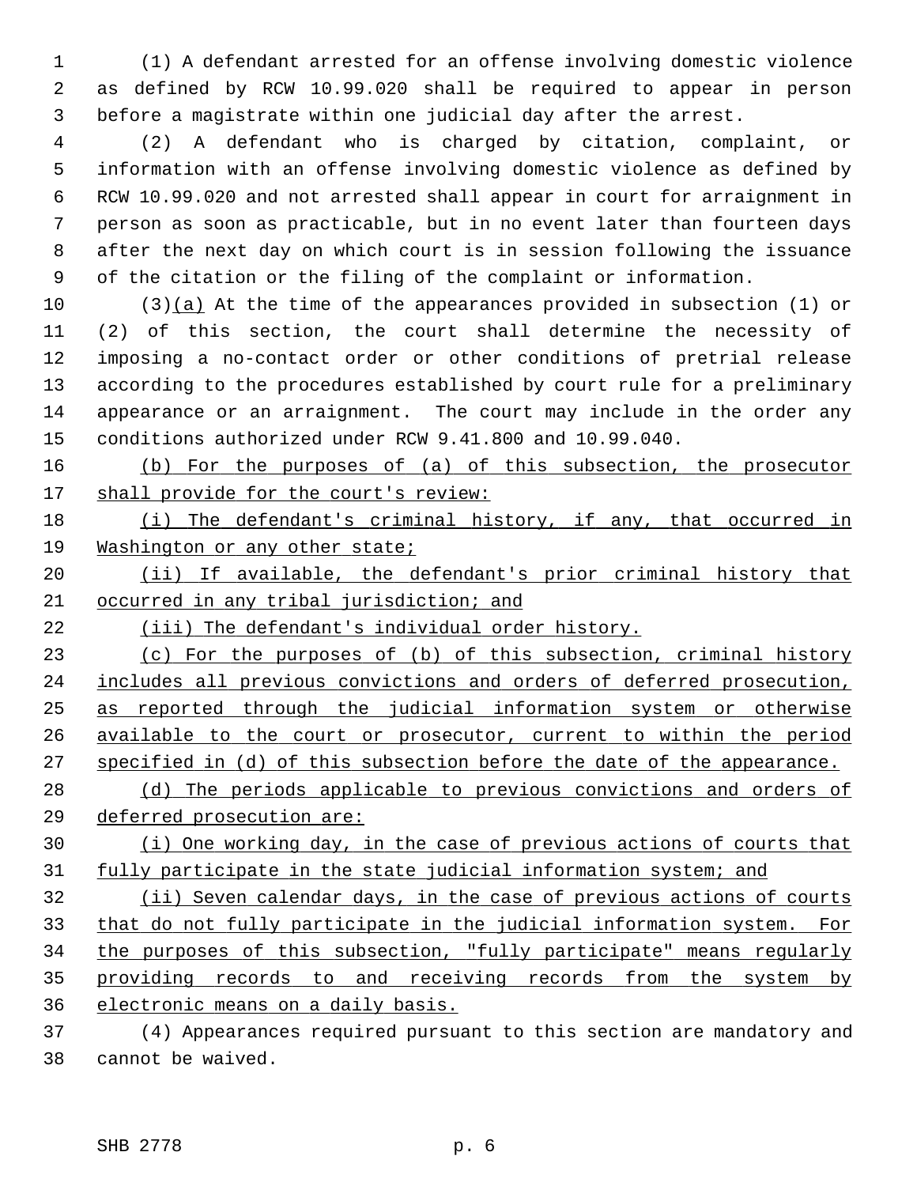(1) A defendant arrested for an offense involving domestic violence as defined by RCW 10.99.020 shall be required to appear in person before a magistrate within one judicial day after the arrest.

(2) A defendant who is charged by citation, complaint, or information with an offense involving domestic violence as defined by RCW 10.99.020 and not arrested shall appear in court for arraignment in person as soon as practicable, but in no event later than fourteen days after the next day on which court is in session following the issuance of the citation or the filing of the complaint or information.

(3)(a) At the time of the appearances provided in subsection (1) or (2) of this section, the court shall determine the necessity of imposing a no-contact order or other conditions of pretrial release according to the procedures established by court rule for a preliminary appearance or an arraignment. The court may include in the order any conditions authorized under RCW 9.41.800 and 10.99.040.

(b) For the purposes of (a) of this subsection, the prosecutor shall provide for the court's review:

(i) The defendant's criminal history, if any, that occurred in Washington or any other state;

(ii) If available, the defendant's prior criminal history that occurred in any tribal jurisdiction; and

(iii) The defendant's individual order history.

(c) For the purposes of (b) of this subsection, criminal history includes all previous convictions and orders of deferred prosecution, as reported through the judicial information system or otherwise available to the court or prosecutor, current to within the period specified in (d) of this subsection before the date of the appearance.

(d) The periods applicable to previous convictions and orders of deferred prosecution are:

(i) One working day, in the case of previous actions of courts that fully participate in the state judicial information system; and

(ii) Seven calendar days, in the case of previous actions of courts that do not fully participate in the judicial information system. For the purposes of this subsection, "fully participate" means regularly providing records to and receiving records from the system by electronic means on a daily basis.

(4) Appearances required pursuant to this section are mandatory and cannot be waived.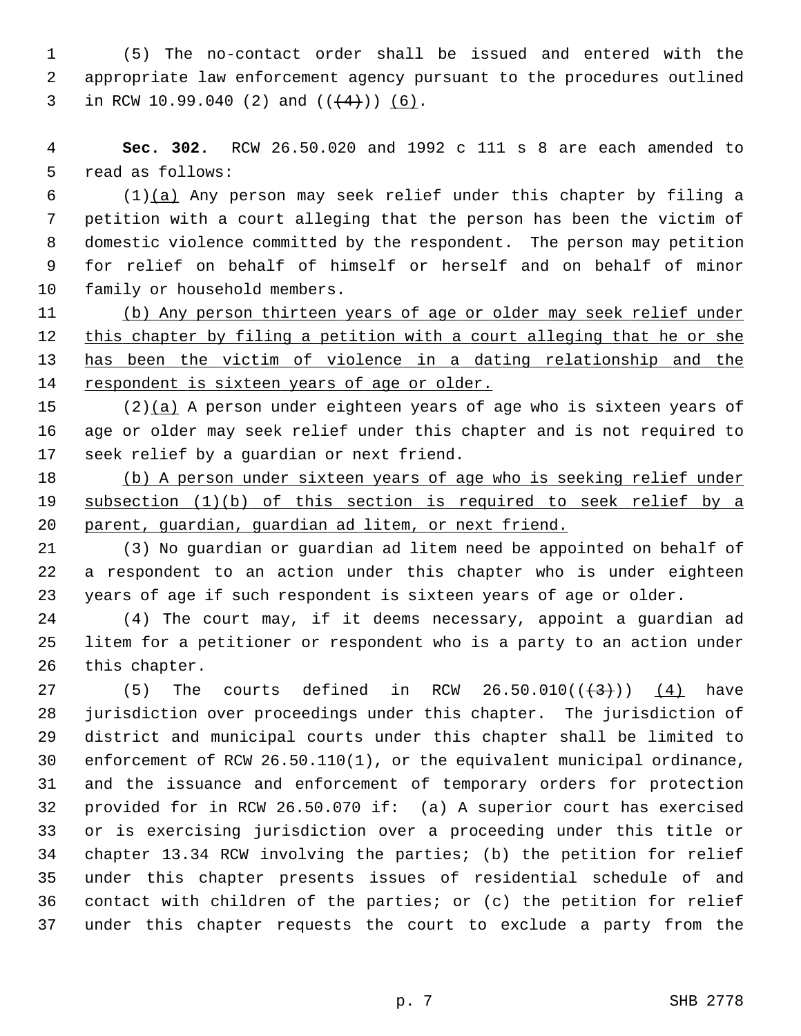(5) The no-contact order shall be issued and entered with the appropriate law enforcement agency pursuant to the procedures outlined in RCW 10.99.040 (2) and ((~~(4)~~)) (6).

**Sec. 302.** RCW 26.50.020 and 1992 c 111 s 8 are each amended to read as follows:

(1)(a) Any person may seek relief under this chapter by filing a petition with a court alleging that the person has been the victim of domestic violence committed by the respondent. The person may petition for relief on behalf of himself or herself and on behalf of minor family or household members.

(b) Any person thirteen years of age or older may seek relief under this chapter by filing a petition with a court alleging that he or she has been the victim of violence in a dating relationship and the respondent is sixteen years of age or older.

(2)(a) A person under eighteen years of age who is sixteen years of age or older may seek relief under this chapter and is not required to seek relief by a guardian or next friend.

(b) A person under sixteen years of age who is seeking relief under subsection (1)(b) of this section is required to seek relief by a parent, guardian, guardian ad litem, or next friend.

(3) No guardian or guardian ad litem need be appointed on behalf of a respondent to an action under this chapter who is under eighteen years of age if such respondent is sixteen years of age or older.

(4) The court may, if it deems necessary, appoint a guardian ad litem for a petitioner or respondent who is a party to an action under this chapter.

(5) The courts defined in RCW 26.50.010((~~(3)~~)) (4) have jurisdiction over proceedings under this chapter. The jurisdiction of district and municipal courts under this chapter shall be limited to enforcement of RCW 26.50.110(1), or the equivalent municipal ordinance, and the issuance and enforcement of temporary orders for protection provided for in RCW 26.50.070 if: (a) A superior court has exercised or is exercising jurisdiction over a proceeding under this title or chapter 13.34 RCW involving the parties; (b) the petition for relief under this chapter presents issues of residential schedule of and contact with children of the parties; or (c) the petition for relief under this chapter requests the court to exclude a party from the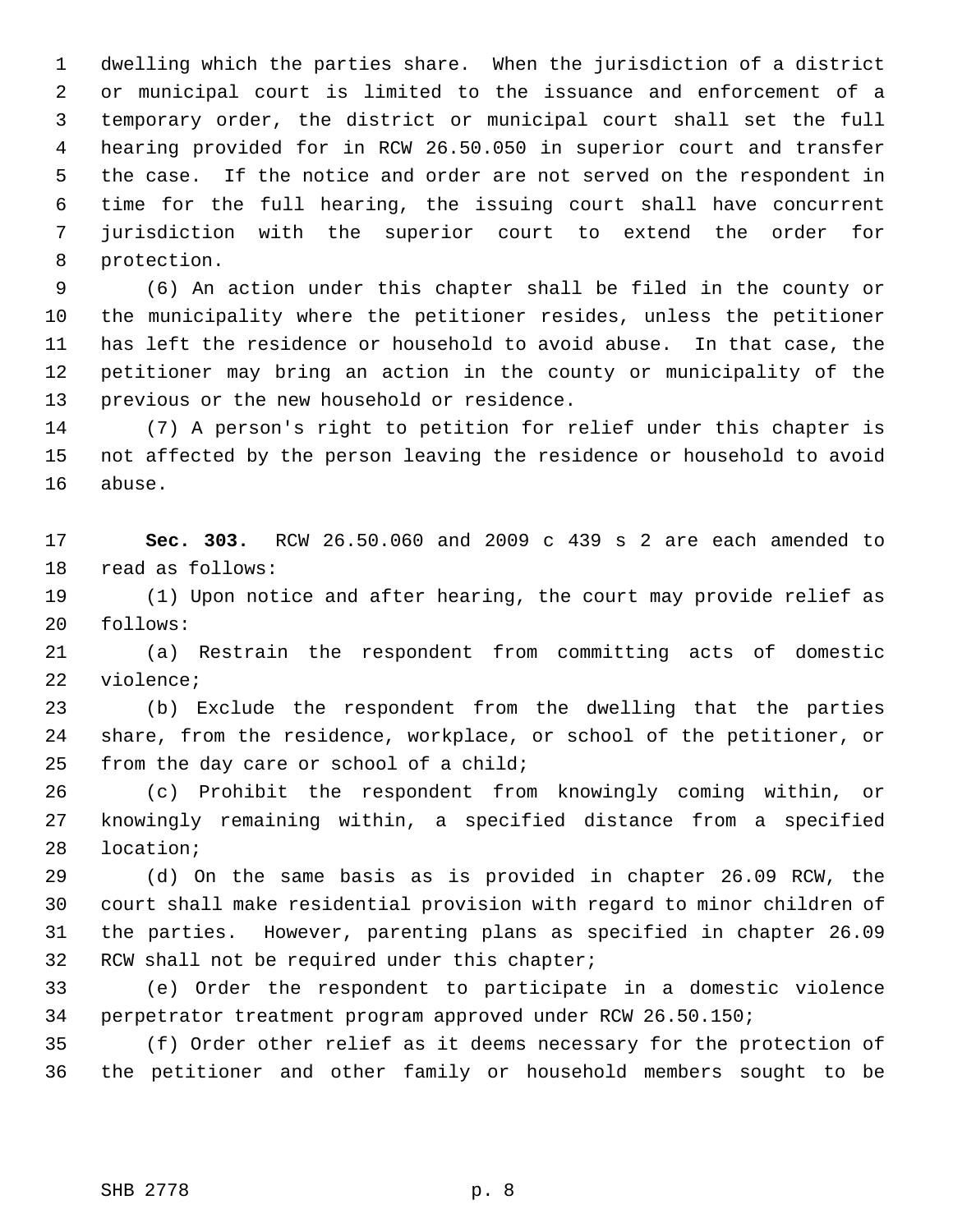dwelling which the parties share. When the jurisdiction of a district or municipal court is limited to the issuance and enforcement of a temporary order, the district or municipal court shall set the full hearing provided for in RCW 26.50.050 in superior court and transfer the case. If the notice and order are not served on the respondent in time for the full hearing, the issuing court shall have concurrent jurisdiction with the superior court to extend the order for protection.

(6) An action under this chapter shall be filed in the county or the municipality where the petitioner resides, unless the petitioner has left the residence or household to avoid abuse. In that case, the petitioner may bring an action in the county or municipality of the previous or the new household or residence.

(7) A person's right to petition for relief under this chapter is not affected by the person leaving the residence or household to avoid abuse.

**Sec. 303.** RCW 26.50.060 and 2009 c 439 s 2 are each amended to read as follows:

(1) Upon notice and after hearing, the court may provide relief as follows:

(a) Restrain the respondent from committing acts of domestic violence;

(b) Exclude the respondent from the dwelling that the parties share, from the residence, workplace, or school of the petitioner, or from the day care or school of a child;

(c) Prohibit the respondent from knowingly coming within, or knowingly remaining within, a specified distance from a specified location;

(d) On the same basis as is provided in chapter 26.09 RCW, the court shall make residential provision with regard to minor children of the parties. However, parenting plans as specified in chapter 26.09 RCW shall not be required under this chapter;

(e) Order the respondent to participate in a domestic violence perpetrator treatment program approved under RCW 26.50.150;

(f) Order other relief as it deems necessary for the protection of the petitioner and other family or household members sought to be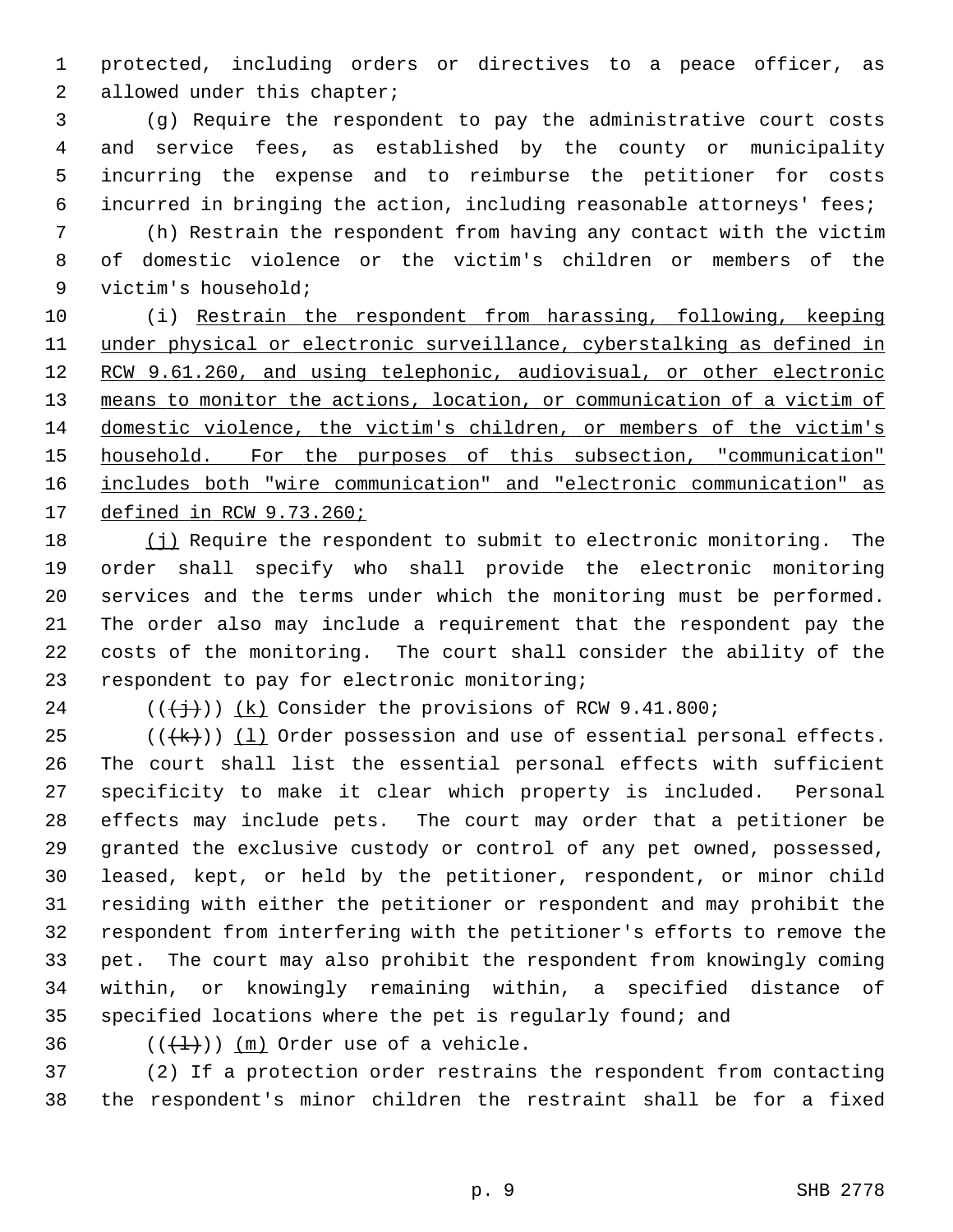protected, including orders or directives to a peace officer, as allowed under this chapter;

(g) Require the respondent to pay the administrative court costs and service fees, as established by the county or municipality incurring the expense and to reimburse the petitioner for costs incurred in bringing the action, including reasonable attorneys' fees;

(h) Restrain the respondent from having any contact with the victim of domestic violence or the victim's children or members of the victim's household;

(i) <u>Restrain the respondent from harassing, following, keeping under physical or electronic surveillance, cyberstalking as defined in RCW 9.61.260, and using telephonic, audiovisual, or other electronic means to monitor the actions, location, or communication of a victim of domestic violence, the victim's children, or members of the victim's household. For the purposes of this subsection, "communication" includes both "wire communication" and "electronic communication" as defined in RCW 9.73.260;</u>

<u>(j)</u> Require the respondent to submit to electronic monitoring. The order shall specify who shall provide the electronic monitoring services and the terms under which the monitoring must be performed. The order also may include a requirement that the respondent pay the costs of the monitoring. The court shall consider the ability of the respondent to pay for electronic monitoring;

(( ~~(j)~~ )) <u>(k)</u> Consider the provisions of RCW 9.41.800;

(( ~~(k)~~ )) <u>(l)</u> Order possession and use of essential personal effects. The court shall list the essential personal effects with sufficient specificity to make it clear which property is included. Personal effects may include pets. The court may order that a petitioner be granted the exclusive custody or control of any pet owned, possessed, leased, kept, or held by the petitioner, respondent, or minor child residing with either the petitioner or respondent and may prohibit the respondent from interfering with the petitioner's efforts to remove the pet. The court may also prohibit the respondent from knowingly coming within, or knowingly remaining within, a specified distance of specified locations where the pet is regularly found; and

(( ~~(l)~~ )) <u>(m)</u> Order use of a vehicle.

(2) If a protection order restrains the respondent from contacting the respondent's minor children the restraint shall be for a fixed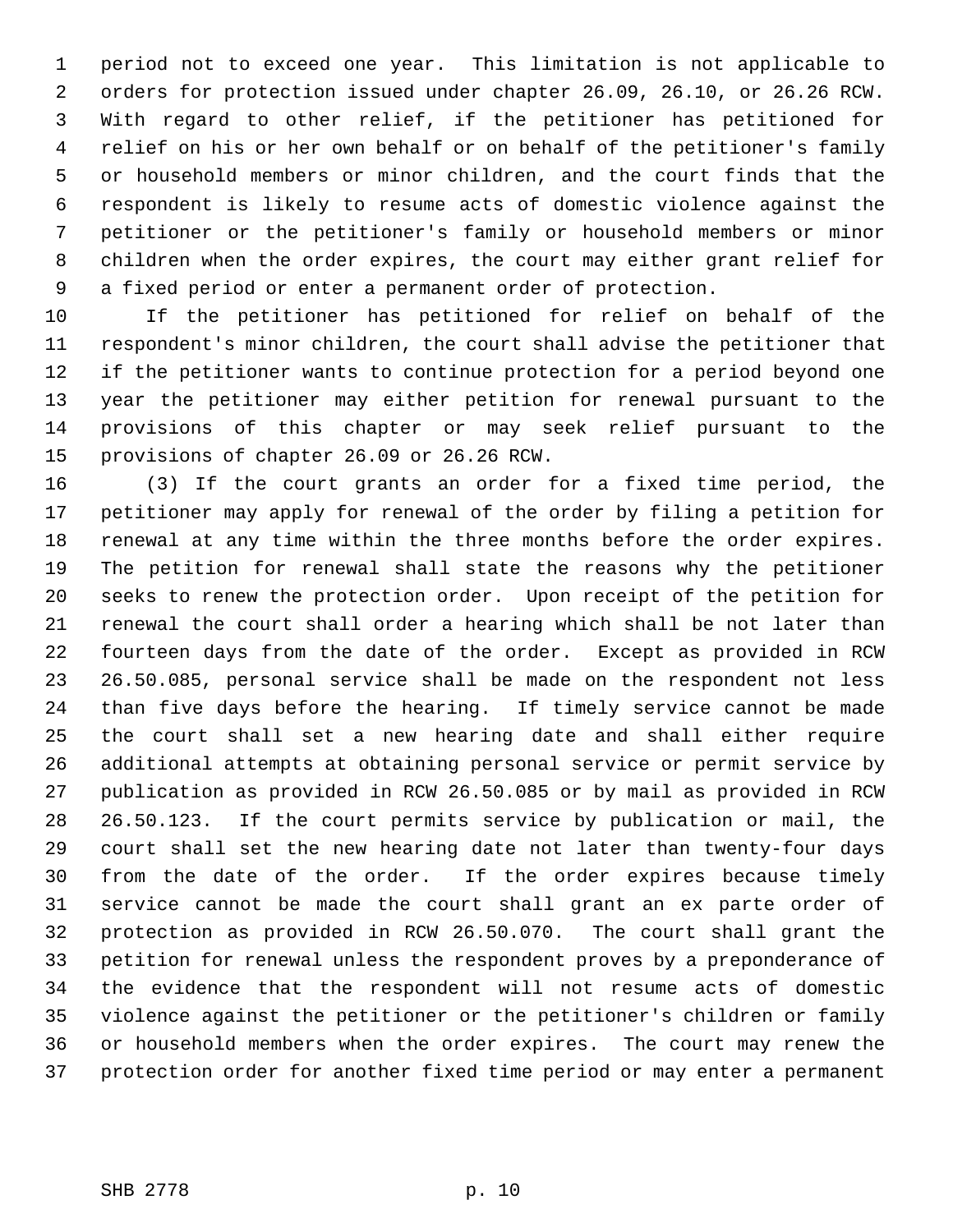period not to exceed one year. This limitation is not applicable to orders for protection issued under chapter 26.09, 26.10, or 26.26 RCW. With regard to other relief, if the petitioner has petitioned for relief on his or her own behalf or on behalf of the petitioner's family or household members or minor children, and the court finds that the respondent is likely to resume acts of domestic violence against the petitioner or the petitioner's family or household members or minor children when the order expires, the court may either grant relief for a fixed period or enter a permanent order of protection.

If the petitioner has petitioned for relief on behalf of the respondent's minor children, the court shall advise the petitioner that if the petitioner wants to continue protection for a period beyond one year the petitioner may either petition for renewal pursuant to the provisions of this chapter or may seek relief pursuant to the provisions of chapter 26.09 or 26.26 RCW.

(3) If the court grants an order for a fixed time period, the petitioner may apply for renewal of the order by filing a petition for renewal at any time within the three months before the order expires. The petition for renewal shall state the reasons why the petitioner seeks to renew the protection order. Upon receipt of the petition for renewal the court shall order a hearing which shall be not later than fourteen days from the date of the order. Except as provided in RCW 26.50.085, personal service shall be made on the respondent not less than five days before the hearing. If timely service cannot be made the court shall set a new hearing date and shall either require additional attempts at obtaining personal service or permit service by publication as provided in RCW 26.50.085 or by mail as provided in RCW 26.50.123. If the court permits service by publication or mail, the court shall set the new hearing date not later than twenty-four days from the date of the order. If the order expires because timely service cannot be made the court shall grant an ex parte order of protection as provided in RCW 26.50.070. The court shall grant the petition for renewal unless the respondent proves by a preponderance of the evidence that the respondent will not resume acts of domestic violence against the petitioner or the petitioner's children or family or household members when the order expires. The court may renew the protection order for another fixed time period or may enter a permanent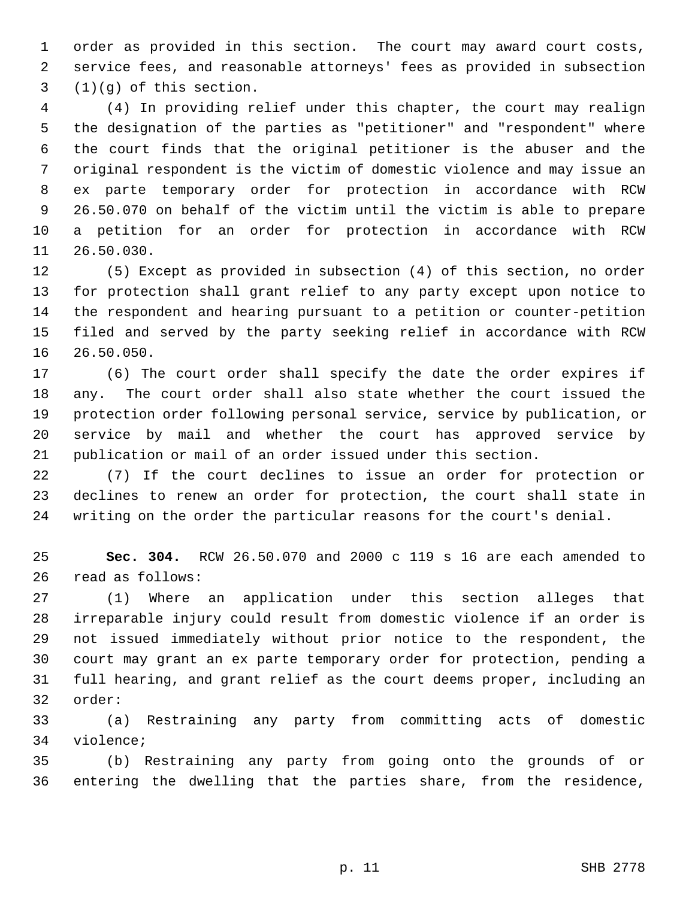order as provided in this section. The court may award court costs, service fees, and reasonable attorneys' fees as provided in subsection (1)(g) of this section.

(4) In providing relief under this chapter, the court may realign the designation of the parties as "petitioner" and "respondent" where the court finds that the original petitioner is the abuser and the original respondent is the victim of domestic violence and may issue an ex parte temporary order for protection in accordance with RCW 26.50.070 on behalf of the victim until the victim is able to prepare a petition for an order for protection in accordance with RCW 26.50.030.

(5) Except as provided in subsection (4) of this section, no order for protection shall grant relief to any party except upon notice to the respondent and hearing pursuant to a petition or counter-petition filed and served by the party seeking relief in accordance with RCW 26.50.050.

(6) The court order shall specify the date the order expires if any. The court order shall also state whether the court issued the protection order following personal service, service by publication, or service by mail and whether the court has approved service by publication or mail of an order issued under this section.

(7) If the court declines to issue an order for protection or declines to renew an order for protection, the court shall state in writing on the order the particular reasons for the court's denial.

**Sec. 304.** RCW 26.50.070 and 2000 c 119 s 16 are each amended to read as follows:

(1) Where an application under this section alleges that irreparable injury could result from domestic violence if an order is not issued immediately without prior notice to the respondent, the court may grant an ex parte temporary order for protection, pending a full hearing, and grant relief as the court deems proper, including an order:

(a) Restraining any party from committing acts of domestic violence;

(b) Restraining any party from going onto the grounds of or entering the dwelling that the parties share, from the residence,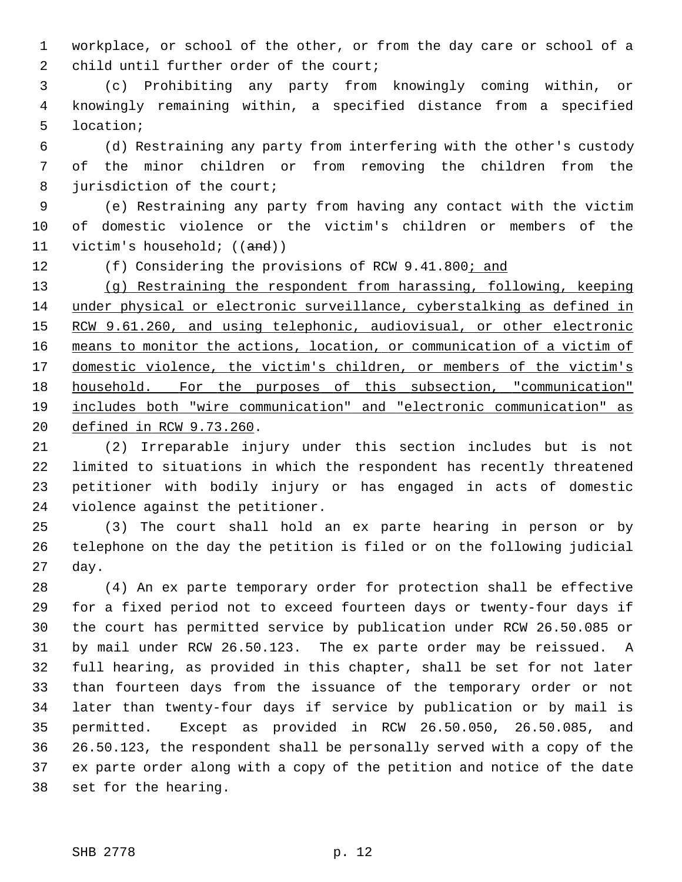workplace, or school of the other, or from the day care or school of a child until further order of the court;

(c) Prohibiting any party from knowingly coming within, or knowingly remaining within, a specified distance from a specified location;

(d) Restraining any party from interfering with the other's custody of the minor children or from removing the children from the jurisdiction of the court;

(e) Restraining any party from having any contact with the victim of domestic violence or the victim's children or members of the victim's household; ((~~and~~))

(f) Considering the provisions of RCW 9.41.800<u>; and</u>

<u>(g) Restraining the respondent from harassing, following, keeping under physical or electronic surveillance, cyberstalking as defined in RCW 9.61.260, and using telephonic, audiovisual, or other electronic means to monitor the actions, location, or communication of a victim of domestic violence, the victim's children, or members of the victim's household. For the purposes of this subsection, "communication" includes both "wire communication" and "electronic communication" as defined in RCW 9.73.260</u>.

(2) Irreparable injury under this section includes but is not limited to situations in which the respondent has recently threatened petitioner with bodily injury or has engaged in acts of domestic violence against the petitioner.

(3) The court shall hold an ex parte hearing in person or by telephone on the day the petition is filed or on the following judicial day.

(4) An ex parte temporary order for protection shall be effective for a fixed period not to exceed fourteen days or twenty-four days if the court has permitted service by publication under RCW 26.50.085 or by mail under RCW 26.50.123. The ex parte order may be reissued. A full hearing, as provided in this chapter, shall be set for not later than fourteen days from the issuance of the temporary order or not later than twenty-four days if service by publication or by mail is permitted. Except as provided in RCW 26.50.050, 26.50.085, and 26.50.123, the respondent shall be personally served with a copy of the ex parte order along with a copy of the petition and notice of the date set for the hearing.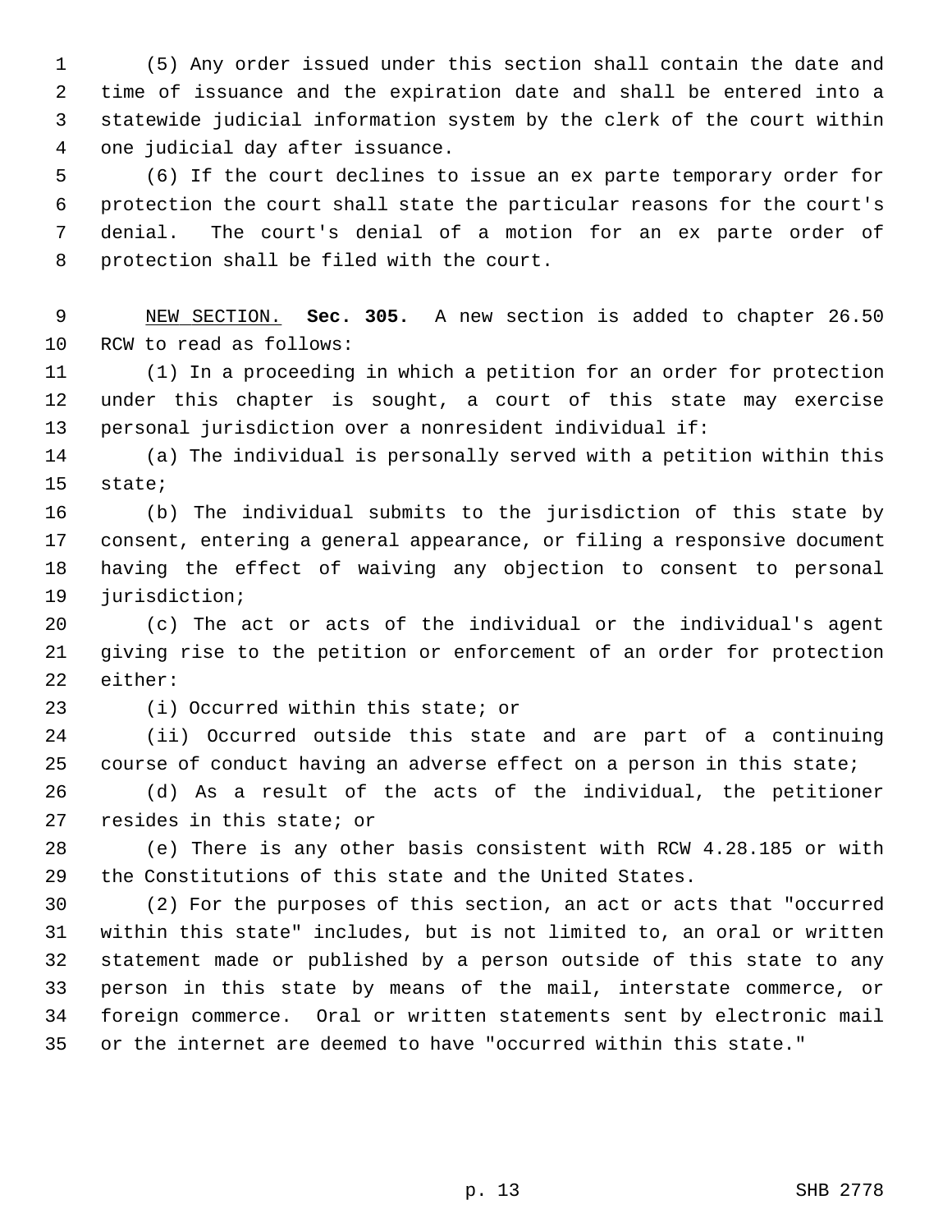(5) Any order issued under this section shall contain the date and time of issuance and the expiration date and shall be entered into a statewide judicial information system by the clerk of the court within one judicial day after issuance.

(6) If the court declines to issue an ex parte temporary order for protection the court shall state the particular reasons for the court's denial. The court's denial of a motion for an ex parte order of protection shall be filed with the court.

NEW SECTION. **Sec. 305.** A new section is added to chapter 26.50 RCW to read as follows:

(1) In a proceeding in which a petition for an order for protection under this chapter is sought, a court of this state may exercise personal jurisdiction over a nonresident individual if:

(a) The individual is personally served with a petition within this state;

(b) The individual submits to the jurisdiction of this state by consent, entering a general appearance, or filing a responsive document having the effect of waiving any objection to consent to personal jurisdiction;

(c) The act or acts of the individual or the individual's agent giving rise to the petition or enforcement of an order for protection either:

(i) Occurred within this state; or

(ii) Occurred outside this state and are part of a continuing course of conduct having an adverse effect on a person in this state;

(d) As a result of the acts of the individual, the petitioner resides in this state; or

(e) There is any other basis consistent with RCW 4.28.185 or with the Constitutions of this state and the United States.

(2) For the purposes of this section, an act or acts that "occurred within this state" includes, but is not limited to, an oral or written statement made or published by a person outside of this state to any person in this state by means of the mail, interstate commerce, or foreign commerce. Oral or written statements sent by electronic mail or the internet are deemed to have "occurred within this state."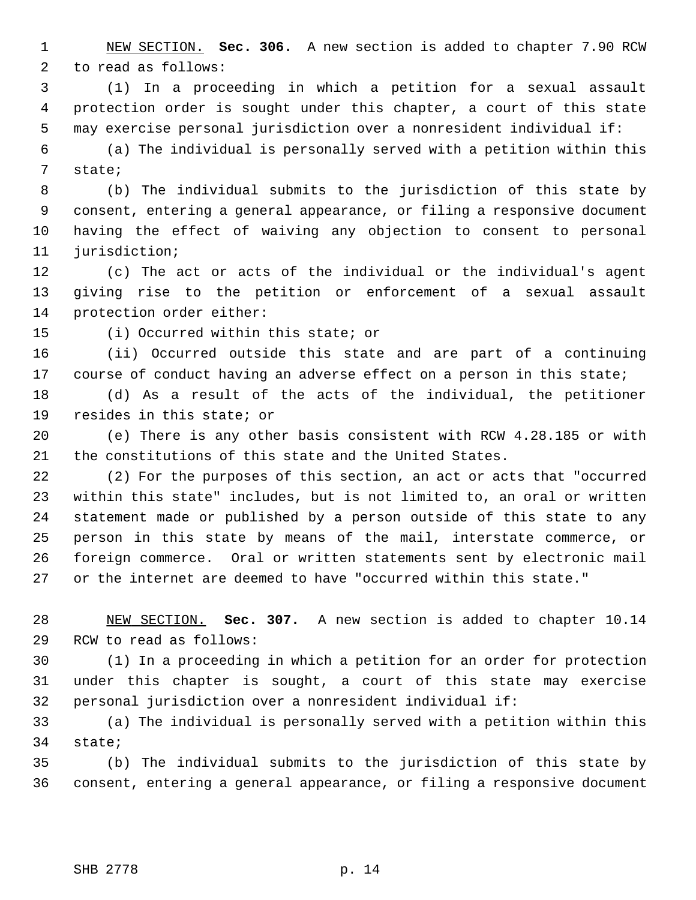NEW SECTION. **Sec. 306.** A new section is added to chapter 7.90 RCW to read as follows:

(1) In a proceeding in which a petition for a sexual assault protection order is sought under this chapter, a court of this state may exercise personal jurisdiction over a nonresident individual if:

(a) The individual is personally served with a petition within this state;

(b) The individual submits to the jurisdiction of this state by consent, entering a general appearance, or filing a responsive document having the effect of waiving any objection to consent to personal jurisdiction;

(c) The act or acts of the individual or the individual's agent giving rise to the petition or enforcement of a sexual assault protection order either:

(i) Occurred within this state; or

(ii) Occurred outside this state and are part of a continuing course of conduct having an adverse effect on a person in this state;

(d) As a result of the acts of the individual, the petitioner resides in this state; or

(e) There is any other basis consistent with RCW 4.28.185 or with the constitutions of this state and the United States.

(2) For the purposes of this section, an act or acts that "occurred within this state" includes, but is not limited to, an oral or written statement made or published by a person outside of this state to any person in this state by means of the mail, interstate commerce, or foreign commerce. Oral or written statements sent by electronic mail or the internet are deemed to have "occurred within this state."

NEW SECTION. **Sec. 307.** A new section is added to chapter 10.14 RCW to read as follows:

(1) In a proceeding in which a petition for an order for protection under this chapter is sought, a court of this state may exercise personal jurisdiction over a nonresident individual if:

(a) The individual is personally served with a petition within this state;

(b) The individual submits to the jurisdiction of this state by consent, entering a general appearance, or filing a responsive document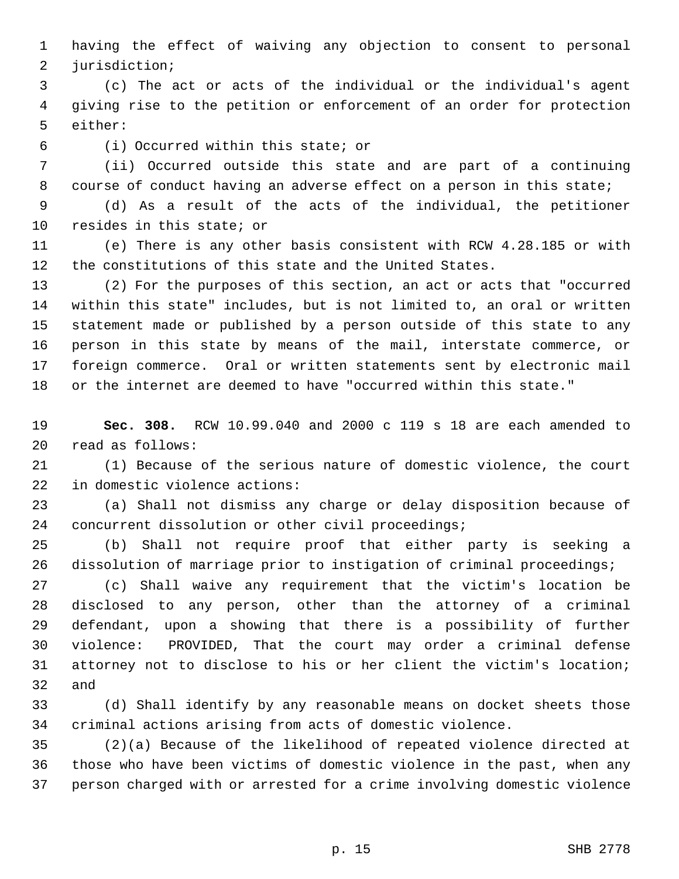having the effect of waiving any objection to consent to personal jurisdiction;

(c) The act or acts of the individual or the individual's agent giving rise to the petition or enforcement of an order for protection either:

(i) Occurred within this state; or

(ii) Occurred outside this state and are part of a continuing course of conduct having an adverse effect on a person in this state;

(d) As a result of the acts of the individual, the petitioner resides in this state; or

(e) There is any other basis consistent with RCW 4.28.185 or with the constitutions of this state and the United States.

(2) For the purposes of this section, an act or acts that "occurred within this state" includes, but is not limited to, an oral or written statement made or published by a person outside of this state to any person in this state by means of the mail, interstate commerce, or foreign commerce. Oral or written statements sent by electronic mail or the internet are deemed to have "occurred within this state."

**Sec. 308.** RCW 10.99.040 and 2000 c 119 s 18 are each amended to read as follows:

(1) Because of the serious nature of domestic violence, the court in domestic violence actions:

(a) Shall not dismiss any charge or delay disposition because of concurrent dissolution or other civil proceedings;

(b) Shall not require proof that either party is seeking a dissolution of marriage prior to instigation of criminal proceedings;

(c) Shall waive any requirement that the victim's location be disclosed to any person, other than the attorney of a criminal defendant, upon a showing that there is a possibility of further violence: PROVIDED, That the court may order a criminal defense attorney not to disclose to his or her client the victim's location; and

(d) Shall identify by any reasonable means on docket sheets those criminal actions arising from acts of domestic violence.

(2)(a) Because of the likelihood of repeated violence directed at those who have been victims of domestic violence in the past, when any person charged with or arrested for a crime involving domestic violence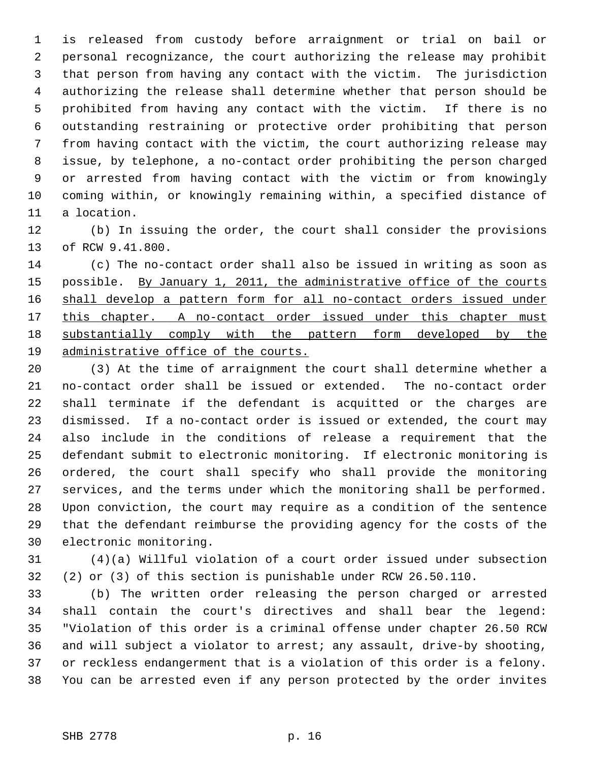is released from custody before arraignment or trial on bail or personal recognizance, the court authorizing the release may prohibit that person from having any contact with the victim. The jurisdiction authorizing the release shall determine whether that person should be prohibited from having any contact with the victim. If there is no outstanding restraining or protective order prohibiting that person from having contact with the victim, the court authorizing release may issue, by telephone, a no-contact order prohibiting the person charged or arrested from having contact with the victim or from knowingly coming within, or knowingly remaining within, a specified distance of a location.

(b) In issuing the order, the court shall consider the provisions of RCW 9.41.800.

(c) The no-contact order shall also be issued in writing as soon as possible. <u>By January 1, 2011, the administrative office of the courts shall develop a pattern form for all no-contact orders issued under this chapter. A no-contact order issued under this chapter must substantially comply with the pattern form developed by the administrative office of the courts.</u>

(3) At the time of arraignment the court shall determine whether a no-contact order shall be issued or extended. The no-contact order shall terminate if the defendant is acquitted or the charges are dismissed. If a no-contact order is issued or extended, the court may also include in the conditions of release a requirement that the defendant submit to electronic monitoring. If electronic monitoring is ordered, the court shall specify who shall provide the monitoring services, and the terms under which the monitoring shall be performed. Upon conviction, the court may require as a condition of the sentence that the defendant reimburse the providing agency for the costs of the electronic monitoring.

(4)(a) Willful violation of a court order issued under subsection (2) or (3) of this section is punishable under RCW 26.50.110.

(b) The written order releasing the person charged or arrested shall contain the court's directives and shall bear the legend: "Violation of this order is a criminal offense under chapter 26.50 RCW and will subject a violator to arrest; any assault, drive-by shooting, or reckless endangerment that is a violation of this order is a felony. You can be arrested even if any person protected by the order invites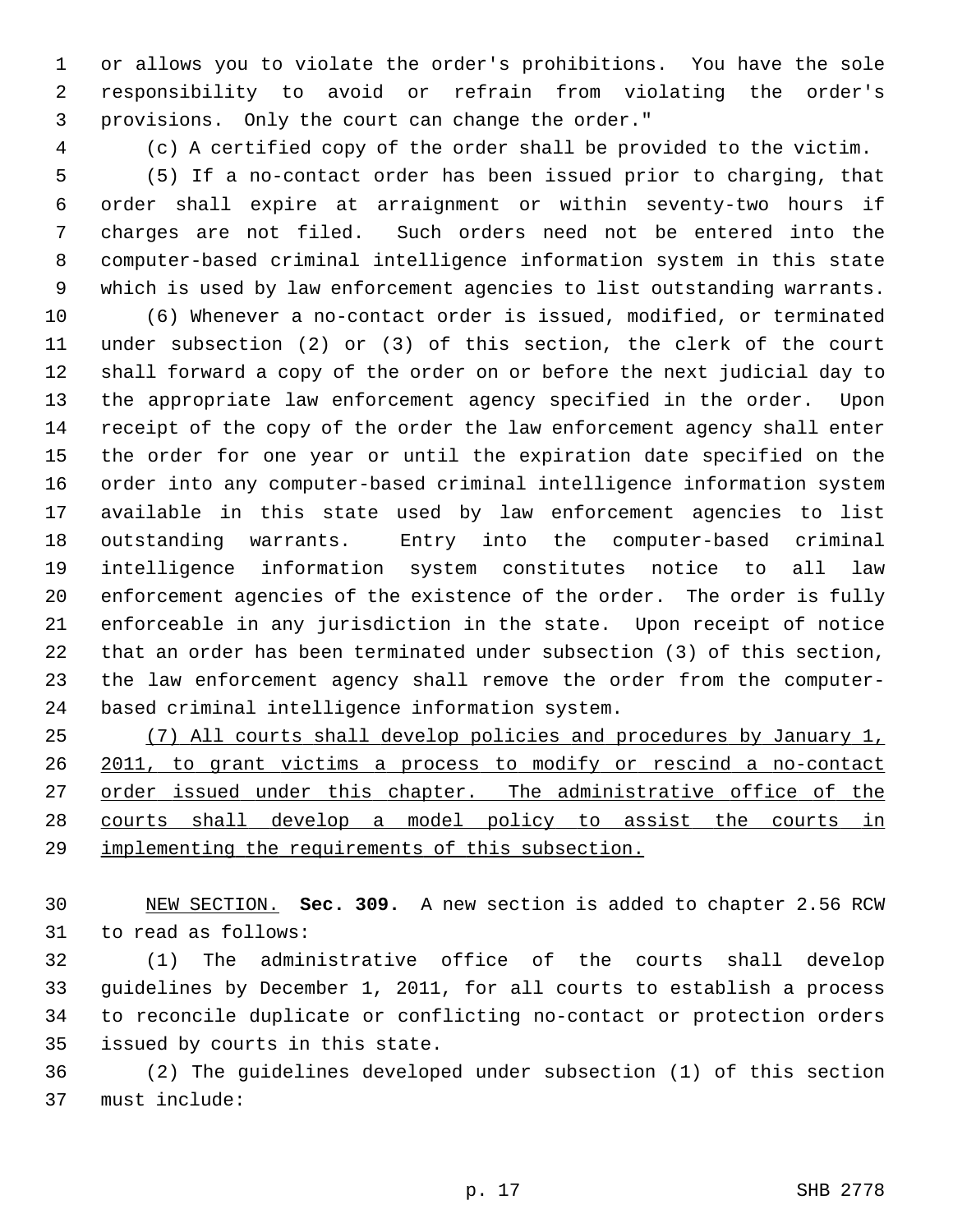or allows you to violate the order's prohibitions. You have the sole responsibility to avoid or refrain from violating the order's provisions. Only the court can change the order."

(c) A certified copy of the order shall be provided to the victim.

(5) If a no-contact order has been issued prior to charging, that order shall expire at arraignment or within seventy-two hours if charges are not filed. Such orders need not be entered into the computer-based criminal intelligence information system in this state which is used by law enforcement agencies to list outstanding warrants.

(6) Whenever a no-contact order is issued, modified, or terminated under subsection (2) or (3) of this section, the clerk of the court shall forward a copy of the order on or before the next judicial day to the appropriate law enforcement agency specified in the order. Upon receipt of the copy of the order the law enforcement agency shall enter the order for one year or until the expiration date specified on the order into any computer-based criminal intelligence information system available in this state used by law enforcement agencies to list outstanding warrants. Entry into the computer-based criminal intelligence information system constitutes notice to all law enforcement agencies of the existence of the order. The order is fully enforceable in any jurisdiction in the state. Upon receipt of notice that an order has been terminated under subsection (3) of this section, the law enforcement agency shall remove the order from the computer-based criminal intelligence information system.

<u>(7) All courts shall develop policies and procedures by January 1, 2011, to grant victims a process to modify or rescind a no-contact order issued under this chapter. The administrative office of the courts shall develop a model policy to assist the courts in implementing the requirements of this subsection.</u>

<u>NEW SECTION.</u> **Sec. 309.** A new section is added to chapter 2.56 RCW to read as follows:

(1) The administrative office of the courts shall develop guidelines by December 1, 2011, for all courts to establish a process to reconcile duplicate or conflicting no-contact or protection orders issued by courts in this state.

(2) The guidelines developed under subsection (1) of this section must include: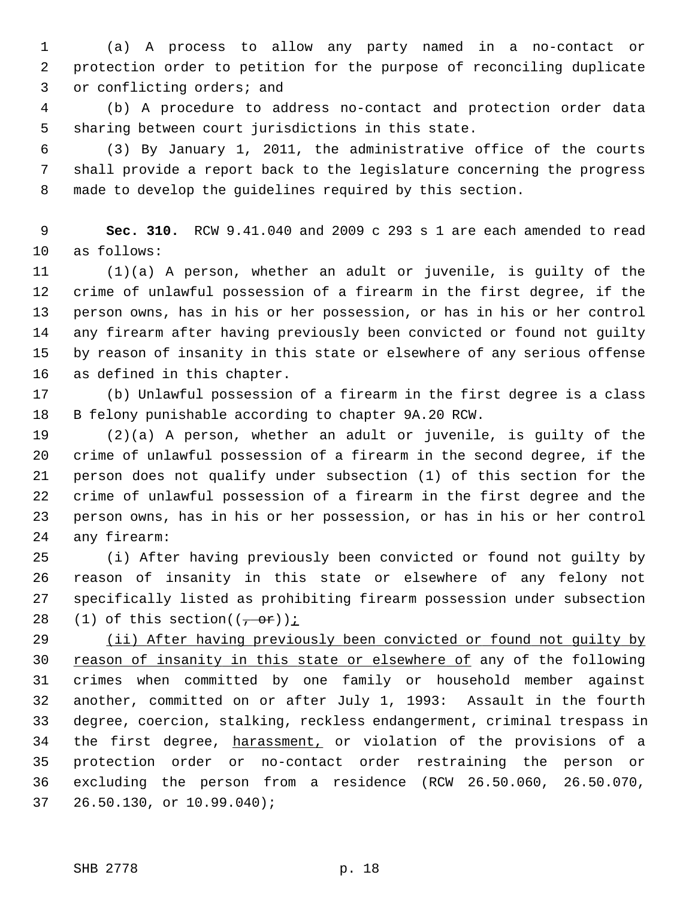(a) A process to allow any party named in a no-contact or protection order to petition for the purpose of reconciling duplicate or conflicting orders; and

(b) A procedure to address no-contact and protection order data sharing between court jurisdictions in this state.

(3) By January 1, 2011, the administrative office of the courts shall provide a report back to the legislature concerning the progress made to develop the guidelines required by this section.

**Sec. 310.** RCW 9.41.040 and 2009 c 293 s 1 are each amended to read as follows:

(1)(a) A person, whether an adult or juvenile, is guilty of the crime of unlawful possession of a firearm in the first degree, if the person owns, has in his or her possession, or has in his or her control any firearm after having previously been convicted or found not guilty by reason of insanity in this state or elsewhere of any serious offense as defined in this chapter.

(b) Unlawful possession of a firearm in the first degree is a class B felony punishable according to chapter 9A.20 RCW.

(2)(a) A person, whether an adult or juvenile, is guilty of the crime of unlawful possession of a firearm in the second degree, if the person does not qualify under subsection (1) of this section for the crime of unlawful possession of a firearm in the first degree and the person owns, has in his or her possession, or has in his or her control any firearm:

(i) After having previously been convicted or found not guilty by reason of insanity in this state or elsewhere of any felony not specifically listed as prohibiting firearm possession under subsection (1) of this section((~~, or~~))<u>;</u>

<u>(ii) After having previously been convicted or found not guilty by reason of insanity in this state or elsewhere of</u> any of the following crimes when committed by one family or household member against another, committed on or after July 1, 1993: Assault in the fourth degree, coercion, stalking, reckless endangerment, criminal trespass in the first degree, <u>harassment,</u> or violation of the provisions of a protection order or no-contact order restraining the person or excluding the person from a residence (RCW 26.50.060, 26.50.070, 26.50.130, or 10.99.040);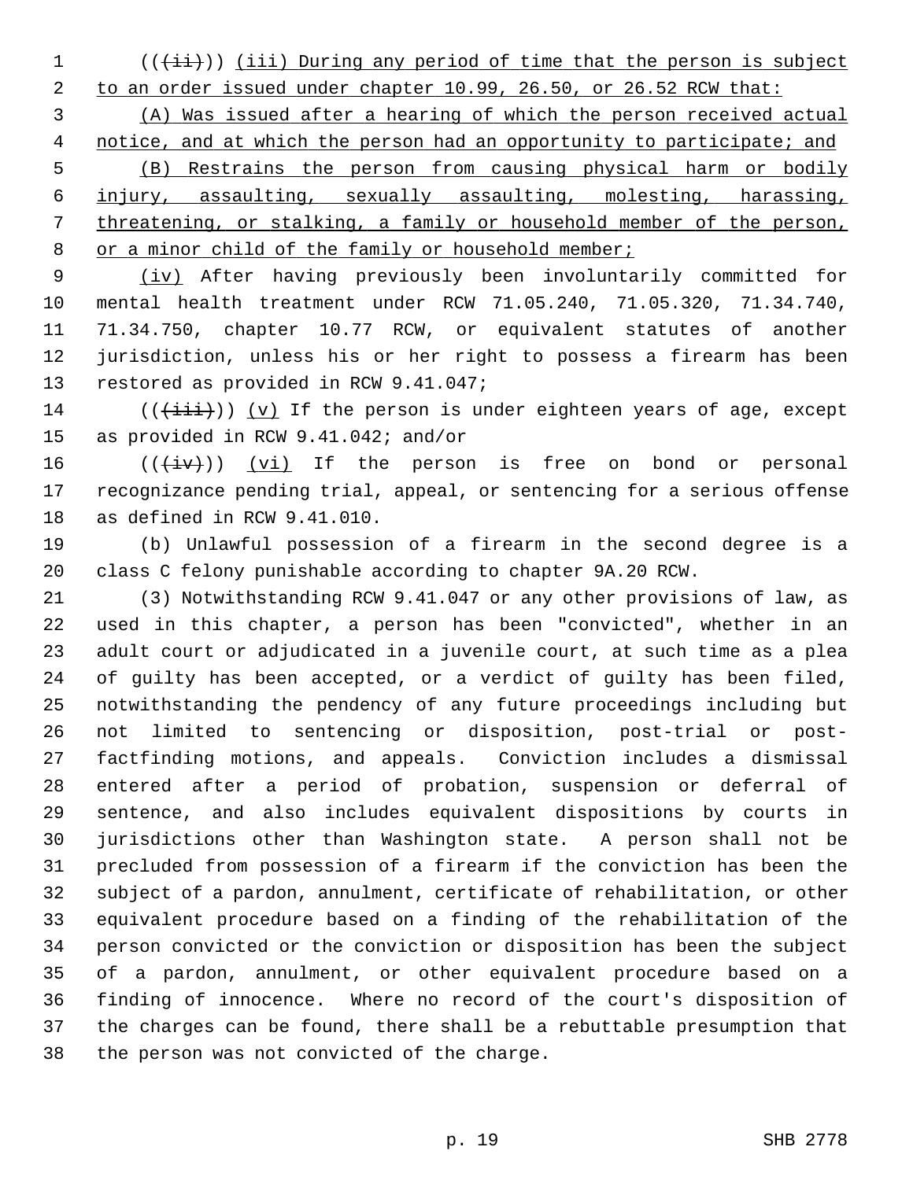(((ii))) (iii) During any period of time that the person is subject to an order issued under chapter 10.99, 26.50, or 26.52 RCW that:

(A) Was issued after a hearing of which the person received actual notice, and at which the person had an opportunity to participate; and

(B) Restrains the person from causing physical harm or bodily injury, assaulting, sexually assaulting, molesting, harassing, threatening, or stalking, a family or household member of the person, or a minor child of the family or household member;

(iv) After having previously been involuntarily committed for mental health treatment under RCW 71.05.240, 71.05.320, 71.34.740, 71.34.750, chapter 10.77 RCW, or equivalent statutes of another jurisdiction, unless his or her right to possess a firearm has been restored as provided in RCW 9.41.047;

(((iii))) (v) If the person is under eighteen years of age, except as provided in RCW 9.41.042; and/or

(((iv))) (vi) If the person is free on bond or personal recognizance pending trial, appeal, or sentencing for a serious offense as defined in RCW 9.41.010.

(b) Unlawful possession of a firearm in the second degree is a class C felony punishable according to chapter 9A.20 RCW.

(3) Notwithstanding RCW 9.41.047 or any other provisions of law, as used in this chapter, a person has been "convicted", whether in an adult court or adjudicated in a juvenile court, at such time as a plea of guilty has been accepted, or a verdict of guilty has been filed, notwithstanding the pendency of any future proceedings including but not limited to sentencing or disposition, post-trial or post-factfinding motions, and appeals. Conviction includes a dismissal entered after a period of probation, suspension or deferral of sentence, and also includes equivalent dispositions by courts in jurisdictions other than Washington state. A person shall not be precluded from possession of a firearm if the conviction has been the subject of a pardon, annulment, certificate of rehabilitation, or other equivalent procedure based on a finding of the rehabilitation of the person convicted or the conviction or disposition has been the subject of a pardon, annulment, or other equivalent procedure based on a finding of innocence. Where no record of the court's disposition of the charges can be found, there shall be a rebuttable presumption that the person was not convicted of the charge.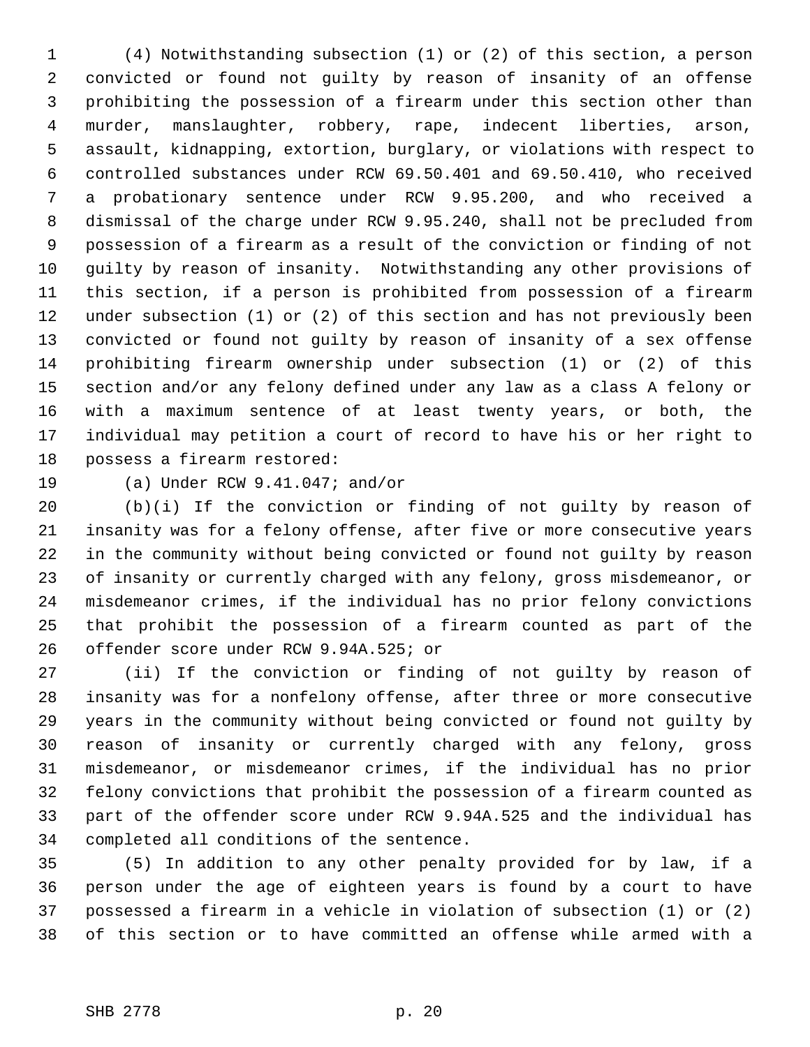(4) Notwithstanding subsection (1) or (2) of this section, a person convicted or found not guilty by reason of insanity of an offense prohibiting the possession of a firearm under this section other than murder, manslaughter, robbery, rape, indecent liberties, arson, assault, kidnapping, extortion, burglary, or violations with respect to controlled substances under RCW 69.50.401 and 69.50.410, who received a probationary sentence under RCW 9.95.200, and who received a dismissal of the charge under RCW 9.95.240, shall not be precluded from possession of a firearm as a result of the conviction or finding of not guilty by reason of insanity. Notwithstanding any other provisions of this section, if a person is prohibited from possession of a firearm under subsection (1) or (2) of this section and has not previously been convicted or found not guilty by reason of insanity of a sex offense prohibiting firearm ownership under subsection (1) or (2) of this section and/or any felony defined under any law as a class A felony or with a maximum sentence of at least twenty years, or both, the individual may petition a court of record to have his or her right to possess a firearm restored:

(a) Under RCW 9.41.047; and/or

(b)(i) If the conviction or finding of not guilty by reason of insanity was for a felony offense, after five or more consecutive years in the community without being convicted or found not guilty by reason of insanity or currently charged with any felony, gross misdemeanor, or misdemeanor crimes, if the individual has no prior felony convictions that prohibit the possession of a firearm counted as part of the offender score under RCW 9.94A.525; or

(ii) If the conviction or finding of not guilty by reason of insanity was for a nonfelony offense, after three or more consecutive years in the community without being convicted or found not guilty by reason of insanity or currently charged with any felony, gross misdemeanor, or misdemeanor crimes, if the individual has no prior felony convictions that prohibit the possession of a firearm counted as part of the offender score under RCW 9.94A.525 and the individual has completed all conditions of the sentence.

(5) In addition to any other penalty provided for by law, if a person under the age of eighteen years is found by a court to have possessed a firearm in a vehicle in violation of subsection (1) or (2) of this section or to have committed an offense while armed with a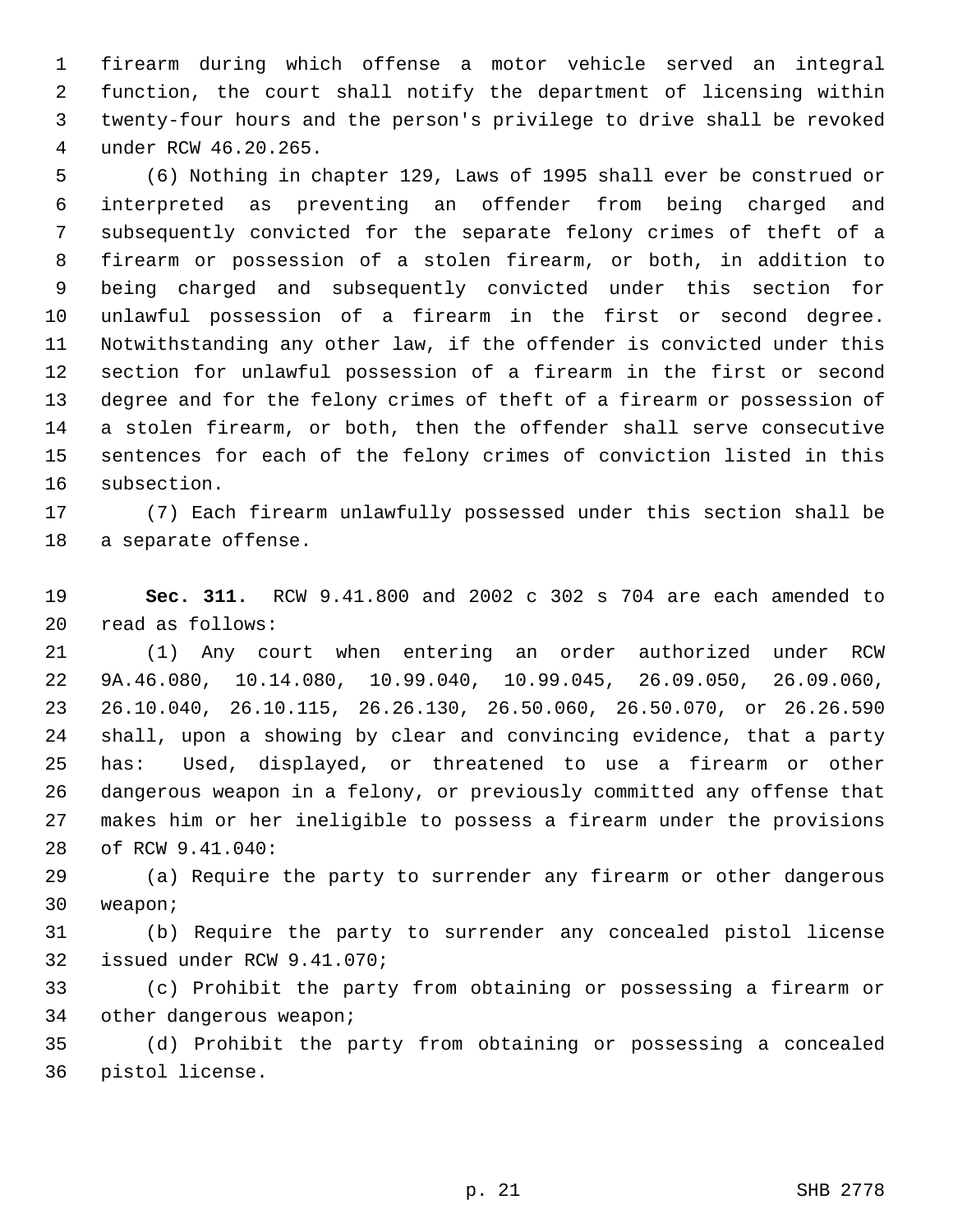firearm during which offense a motor vehicle served an integral function, the court shall notify the department of licensing within twenty-four hours and the person's privilege to drive shall be revoked under RCW 46.20.265.

(6) Nothing in chapter 129, Laws of 1995 shall ever be construed or interpreted as preventing an offender from being charged and subsequently convicted for the separate felony crimes of theft of a firearm or possession of a stolen firearm, or both, in addition to being charged and subsequently convicted under this section for unlawful possession of a firearm in the first or second degree. Notwithstanding any other law, if the offender is convicted under this section for unlawful possession of a firearm in the first or second degree and for the felony crimes of theft of a firearm or possession of a stolen firearm, or both, then the offender shall serve consecutive sentences for each of the felony crimes of conviction listed in this subsection.

(7) Each firearm unlawfully possessed under this section shall be a separate offense.

**Sec. 311.** RCW 9.41.800 and 2002 c 302 s 704 are each amended to read as follows:

(1) Any court when entering an order authorized under RCW 9A.46.080, 10.14.080, 10.99.040, 10.99.045, 26.09.050, 26.09.060, 26.10.040, 26.10.115, 26.26.130, 26.50.060, 26.50.070, or 26.26.590 shall, upon a showing by clear and convincing evidence, that a party has: Used, displayed, or threatened to use a firearm or other dangerous weapon in a felony, or previously committed any offense that makes him or her ineligible to possess a firearm under the provisions of RCW 9.41.040:

(a) Require the party to surrender any firearm or other dangerous weapon;

(b) Require the party to surrender any concealed pistol license issued under RCW 9.41.070;

(c) Prohibit the party from obtaining or possessing a firearm or other dangerous weapon;

(d) Prohibit the party from obtaining or possessing a concealed pistol license.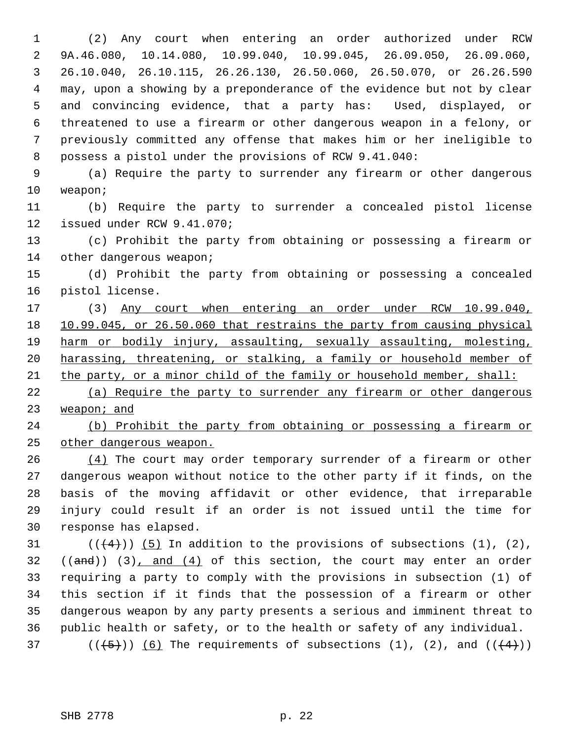(2) Any court when entering an order authorized under RCW 9A.46.080, 10.14.080, 10.99.040, 10.99.045, 26.09.050, 26.09.060, 26.10.040, 26.10.115, 26.26.130, 26.50.060, 26.50.070, or 26.26.590 may, upon a showing by a preponderance of the evidence but not by clear and convincing evidence, that a party has: Used, displayed, or threatened to use a firearm or other dangerous weapon in a felony, or previously committed any offense that makes him or her ineligible to possess a pistol under the provisions of RCW 9.41.040:

(a) Require the party to surrender any firearm or other dangerous weapon;

(b) Require the party to surrender a concealed pistol license issued under RCW 9.41.070;

(c) Prohibit the party from obtaining or possessing a firearm or other dangerous weapon;

(d) Prohibit the party from obtaining or possessing a concealed pistol license.

(3) Any court when entering an order under RCW 10.99.040, 10.99.045, or 26.50.060 that restrains the party from causing physical harm or bodily injury, assaulting, sexually assaulting, molesting, harassing, threatening, or stalking, a family or household member of the party, or a minor child of the family or household member, shall:

(a) Require the party to surrender any firearm or other dangerous weapon; and

(b) Prohibit the party from obtaining or possessing a firearm or other dangerous weapon.

(4) The court may order temporary surrender of a firearm or other dangerous weapon without notice to the other party if it finds, on the basis of the moving affidavit or other evidence, that irreparable injury could result if an order is not issued until the time for response has elapsed.

~~((4))~~ (5) In addition to the provisions of subsections (1), (2), ~~((and))~~ (3), and (4) of this section, the court may enter an order requiring a party to comply with the provisions in subsection (1) of this section if it finds that the possession of a firearm or other dangerous weapon by any party presents a serious and imminent threat to public health or safety, or to the health or safety of any individual.

~~((5))~~ (6) The requirements of subsections (1), (2), and ~~((4))~~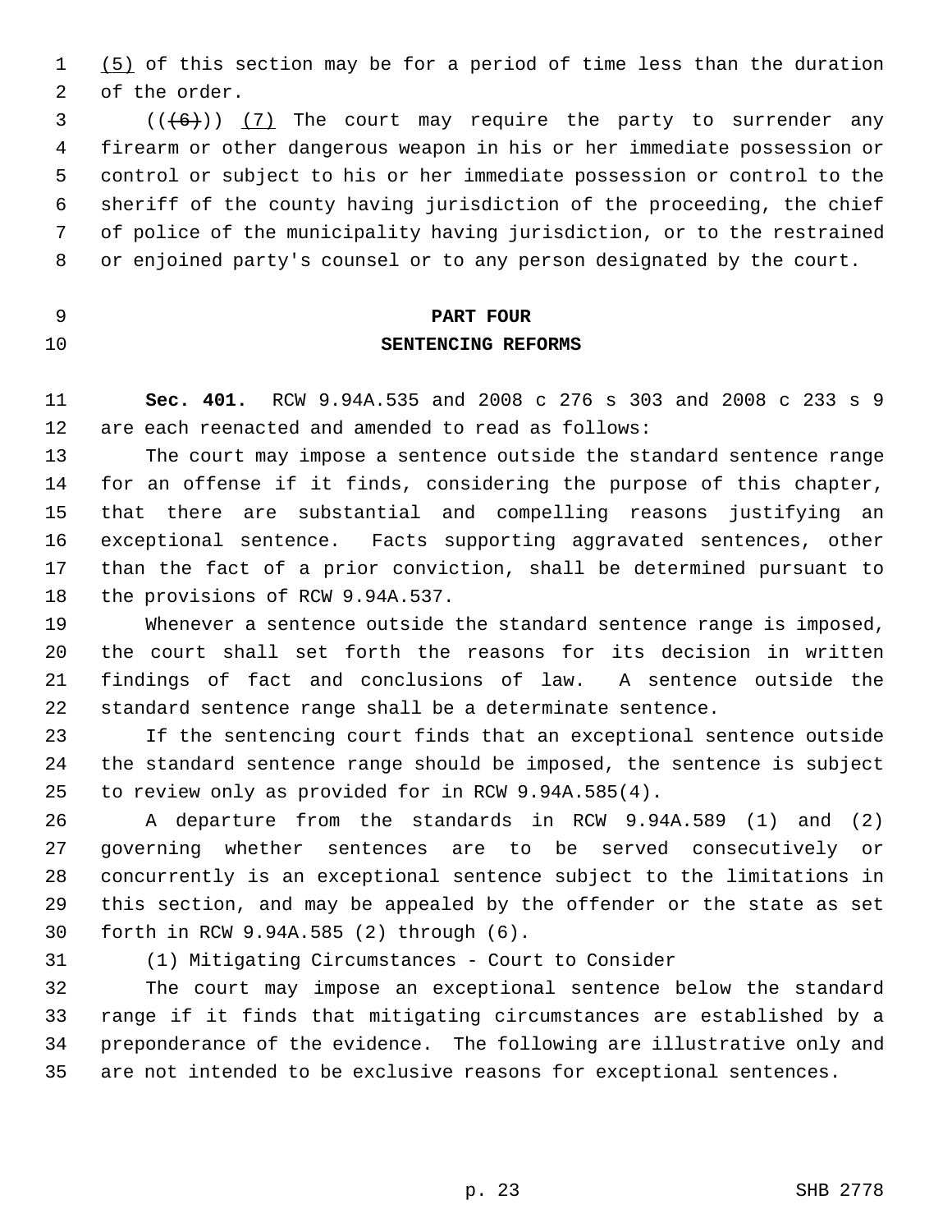(5) of this section may be for a period of time less than the duration of the order.

((~~(6)~~)) (7) The court may require the party to surrender any firearm or other dangerous weapon in his or her immediate possession or control or subject to his or her immediate possession or control to the sheriff of the county having jurisdiction of the proceeding, the chief of police of the municipality having jurisdiction, or to the restrained or enjoined party's counsel or to any person designated by the court.

## PART FOUR
## SENTENCING REFORMS

**Sec. 401.** RCW 9.94A.535 and 2008 c 276 s 303 and 2008 c 233 s 9 are each reenacted and amended to read as follows:

The court may impose a sentence outside the standard sentence range for an offense if it finds, considering the purpose of this chapter, that there are substantial and compelling reasons justifying an exceptional sentence. Facts supporting aggravated sentences, other than the fact of a prior conviction, shall be determined pursuant to the provisions of RCW 9.94A.537.

Whenever a sentence outside the standard sentence range is imposed, the court shall set forth the reasons for its decision in written findings of fact and conclusions of law. A sentence outside the standard sentence range shall be a determinate sentence.

If the sentencing court finds that an exceptional sentence outside the standard sentence range should be imposed, the sentence is subject to review only as provided for in RCW 9.94A.585(4).

A departure from the standards in RCW 9.94A.589 (1) and (2) governing whether sentences are to be served consecutively or concurrently is an exceptional sentence subject to the limitations in this section, and may be appealed by the offender or the state as set forth in RCW 9.94A.585 (2) through (6).

(1) Mitigating Circumstances - Court to Consider

The court may impose an exceptional sentence below the standard range if it finds that mitigating circumstances are established by a preponderance of the evidence. The following are illustrative only and are not intended to be exclusive reasons for exceptional sentences.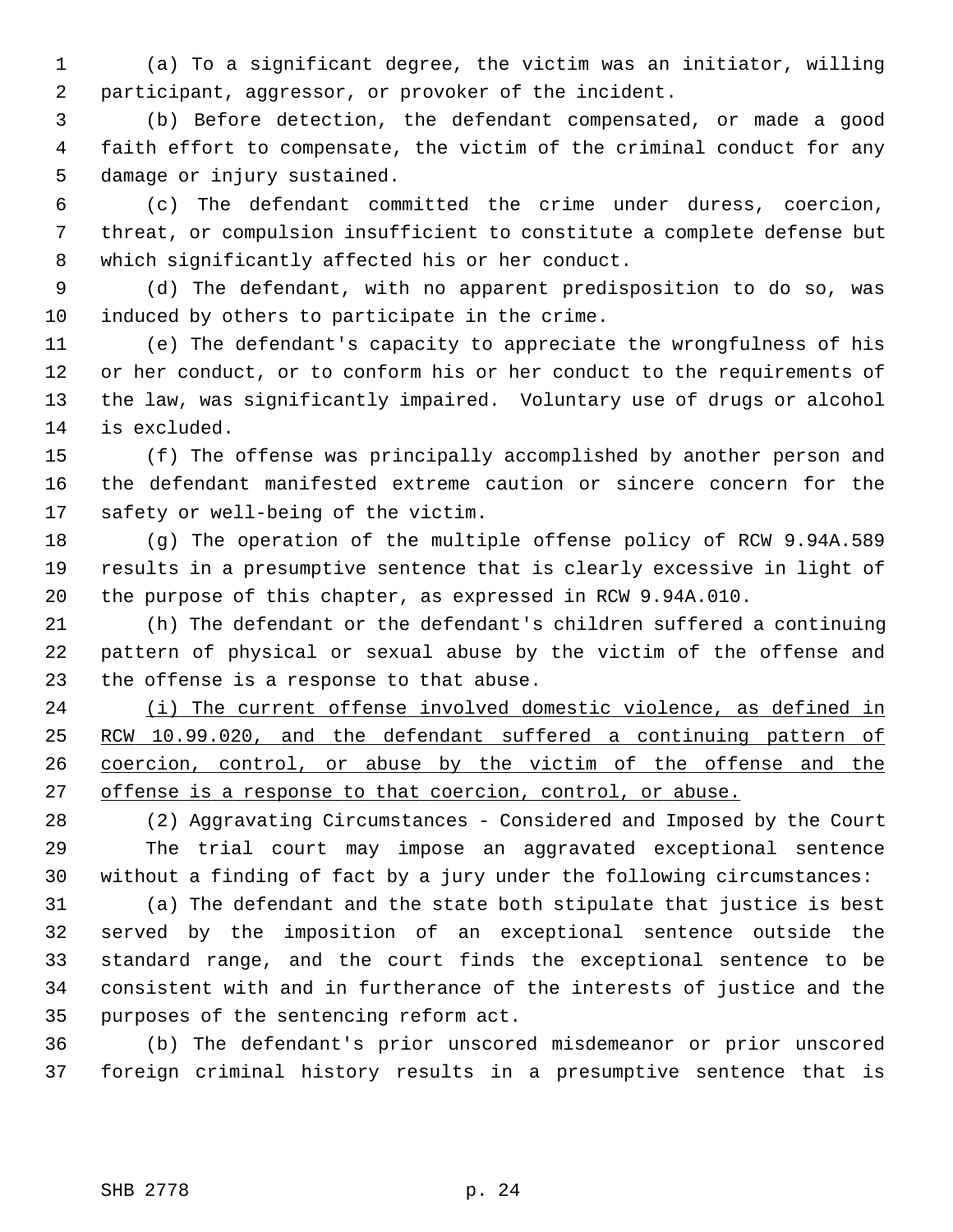(a) To a significant degree, the victim was an initiator, willing participant, aggressor, or provoker of the incident.

(b) Before detection, the defendant compensated, or made a good faith effort to compensate, the victim of the criminal conduct for any damage or injury sustained.

(c) The defendant committed the crime under duress, coercion, threat, or compulsion insufficient to constitute a complete defense but which significantly affected his or her conduct.

(d) The defendant, with no apparent predisposition to do so, was induced by others to participate in the crime.

(e) The defendant's capacity to appreciate the wrongfulness of his or her conduct, or to conform his or her conduct to the requirements of the law, was significantly impaired. Voluntary use of drugs or alcohol is excluded.

(f) The offense was principally accomplished by another person and the defendant manifested extreme caution or sincere concern for the safety or well-being of the victim.

(g) The operation of the multiple offense policy of RCW 9.94A.589 results in a presumptive sentence that is clearly excessive in light of the purpose of this chapter, as expressed in RCW 9.94A.010.

(h) The defendant or the defendant's children suffered a continuing pattern of physical or sexual abuse by the victim of the offense and the offense is a response to that abuse.

<u>(i) The current offense involved domestic violence, as defined in RCW 10.99.020, and the defendant suffered a continuing pattern of coercion, control, or abuse by the victim of the offense and the offense is a response to that coercion, control, or abuse.</u>

(2) Aggravating Circumstances - Considered and Imposed by the Court

The trial court may impose an aggravated exceptional sentence without a finding of fact by a jury under the following circumstances:

(a) The defendant and the state both stipulate that justice is best served by the imposition of an exceptional sentence outside the standard range, and the court finds the exceptional sentence to be consistent with and in furtherance of the interests of justice and the purposes of the sentencing reform act.

(b) The defendant's prior unscored misdemeanor or prior unscored foreign criminal history results in a presumptive sentence that is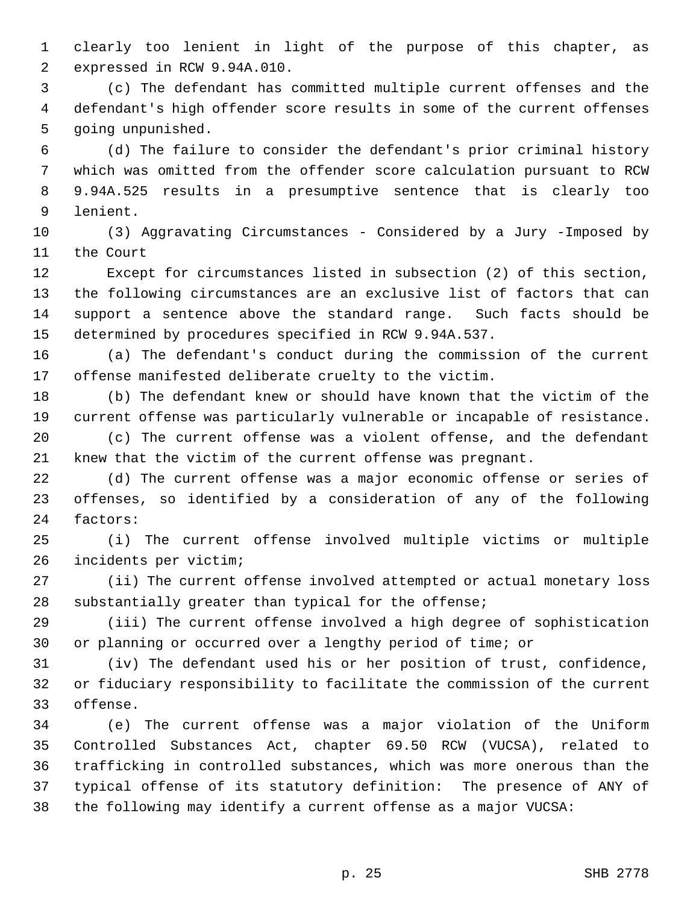clearly too lenient in light of the purpose of this chapter, as expressed in RCW 9.94A.010.

(c) The defendant has committed multiple current offenses and the defendant's high offender score results in some of the current offenses going unpunished.

(d) The failure to consider the defendant's prior criminal history which was omitted from the offender score calculation pursuant to RCW 9.94A.525 results in a presumptive sentence that is clearly too lenient.

(3) Aggravating Circumstances - Considered by a Jury -Imposed by the Court

Except for circumstances listed in subsection (2) of this section, the following circumstances are an exclusive list of factors that can support a sentence above the standard range. Such facts should be determined by procedures specified in RCW 9.94A.537.

(a) The defendant's conduct during the commission of the current offense manifested deliberate cruelty to the victim.

(b) The defendant knew or should have known that the victim of the current offense was particularly vulnerable or incapable of resistance.

(c) The current offense was a violent offense, and the defendant knew that the victim of the current offense was pregnant.

(d) The current offense was a major economic offense or series of offenses, so identified by a consideration of any of the following factors:

(i) The current offense involved multiple victims or multiple incidents per victim;

(ii) The current offense involved attempted or actual monetary loss substantially greater than typical for the offense;

(iii) The current offense involved a high degree of sophistication or planning or occurred over a lengthy period of time; or

(iv) The defendant used his or her position of trust, confidence, or fiduciary responsibility to facilitate the commission of the current offense.

(e) The current offense was a major violation of the Uniform Controlled Substances Act, chapter 69.50 RCW (VUCSA), related to trafficking in controlled substances, which was more onerous than the typical offense of its statutory definition: The presence of ANY of the following may identify a current offense as a major VUCSA: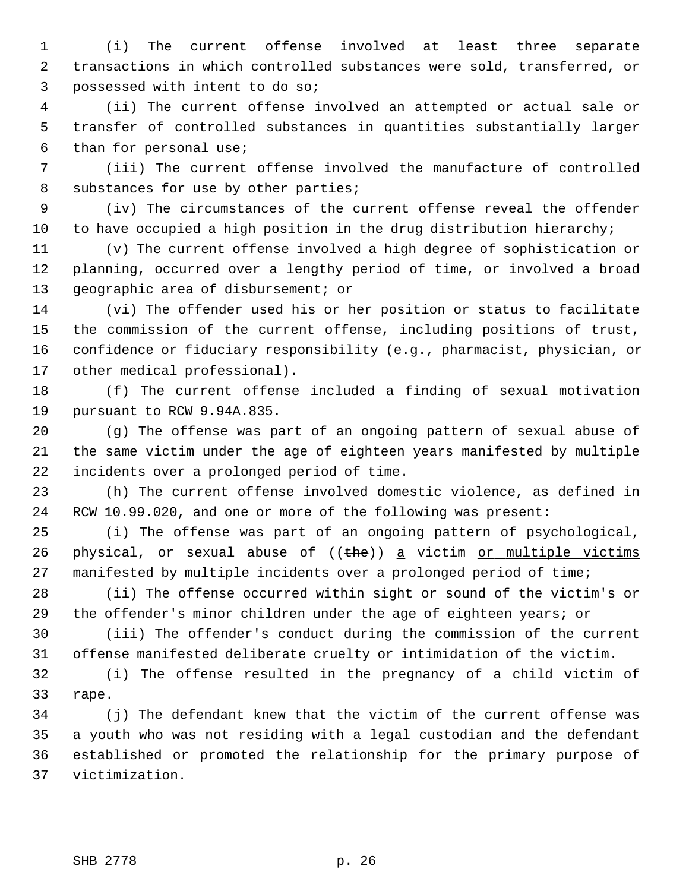(i) The current offense involved at least three separate transactions in which controlled substances were sold, transferred, or possessed with intent to do so;

(ii) The current offense involved an attempted or actual sale or transfer of controlled substances in quantities substantially larger than for personal use;

(iii) The current offense involved the manufacture of controlled substances for use by other parties;

(iv) The circumstances of the current offense reveal the offender to have occupied a high position in the drug distribution hierarchy;

(v) The current offense involved a high degree of sophistication or planning, occurred over a lengthy period of time, or involved a broad geographic area of disbursement; or

(vi) The offender used his or her position or status to facilitate the commission of the current offense, including positions of trust, confidence or fiduciary responsibility (e.g., pharmacist, physician, or other medical professional).

(f) The current offense included a finding of sexual motivation pursuant to RCW 9.94A.835.

(g) The offense was part of an ongoing pattern of sexual abuse of the same victim under the age of eighteen years manifested by multiple incidents over a prolonged period of time.

(h) The current offense involved domestic violence, as defined in RCW 10.99.020, and one or more of the following was present:

(i) The offense was part of an ongoing pattern of psychological, physical, or sexual abuse of ((~~the~~)) <u>a</u> victim <u>or multiple victims</u> manifested by multiple incidents over a prolonged period of time;

(ii) The offense occurred within sight or sound of the victim's or the offender's minor children under the age of eighteen years; or

(iii) The offender's conduct during the commission of the current offense manifested deliberate cruelty or intimidation of the victim.

(i) The offense resulted in the pregnancy of a child victim of rape.

(j) The defendant knew that the victim of the current offense was a youth who was not residing with a legal custodian and the defendant established or promoted the relationship for the primary purpose of victimization.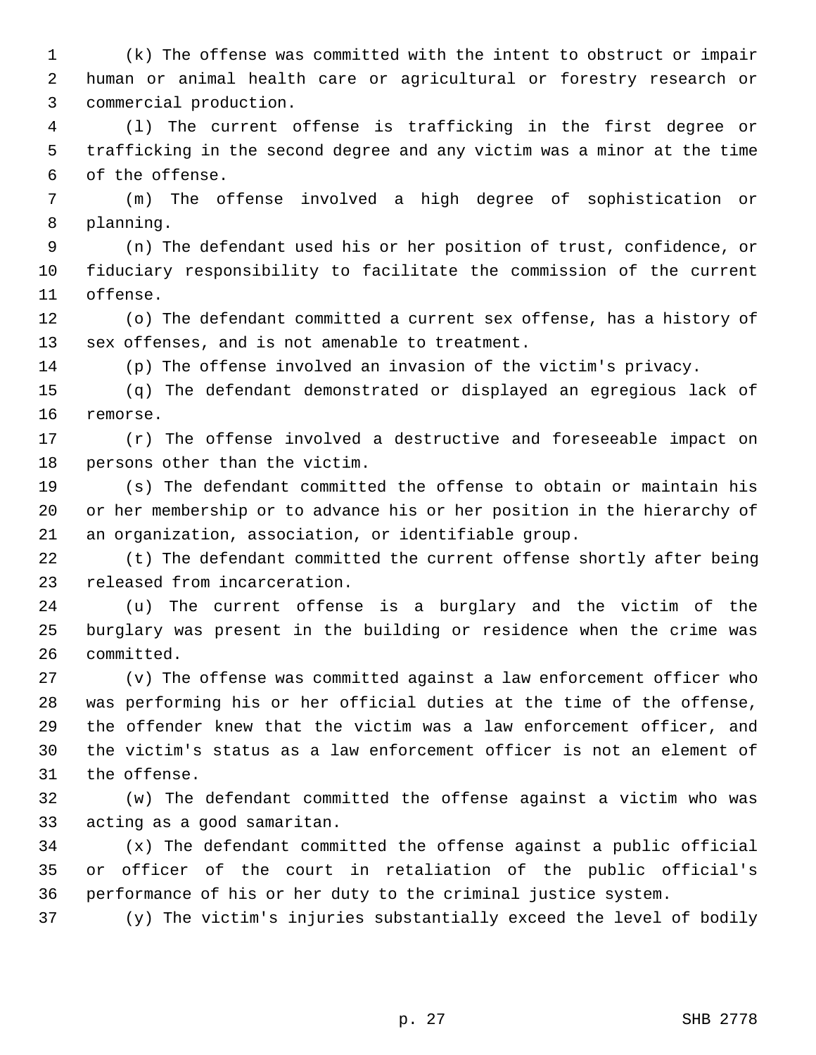(k) The offense was committed with the intent to obstruct or impair human or animal health care or agricultural or forestry research or commercial production.

(l) The current offense is trafficking in the first degree or trafficking in the second degree and any victim was a minor at the time of the offense.

(m) The offense involved a high degree of sophistication or planning.

(n) The defendant used his or her position of trust, confidence, or fiduciary responsibility to facilitate the commission of the current offense.

(o) The defendant committed a current sex offense, has a history of sex offenses, and is not amenable to treatment.

(p) The offense involved an invasion of the victim's privacy.

(q) The defendant demonstrated or displayed an egregious lack of remorse.

(r) The offense involved a destructive and foreseeable impact on persons other than the victim.

(s) The defendant committed the offense to obtain or maintain his or her membership or to advance his or her position in the hierarchy of an organization, association, or identifiable group.

(t) The defendant committed the current offense shortly after being released from incarceration.

(u) The current offense is a burglary and the victim of the burglary was present in the building or residence when the crime was committed.

(v) The offense was committed against a law enforcement officer who was performing his or her official duties at the time of the offense, the offender knew that the victim was a law enforcement officer, and the victim's status as a law enforcement officer is not an element of the offense.

(w) The defendant committed the offense against a victim who was acting as a good samaritan.

(x) The defendant committed the offense against a public official or officer of the court in retaliation of the public official's performance of his or her duty to the criminal justice system.

(y) The victim's injuries substantially exceed the level of bodily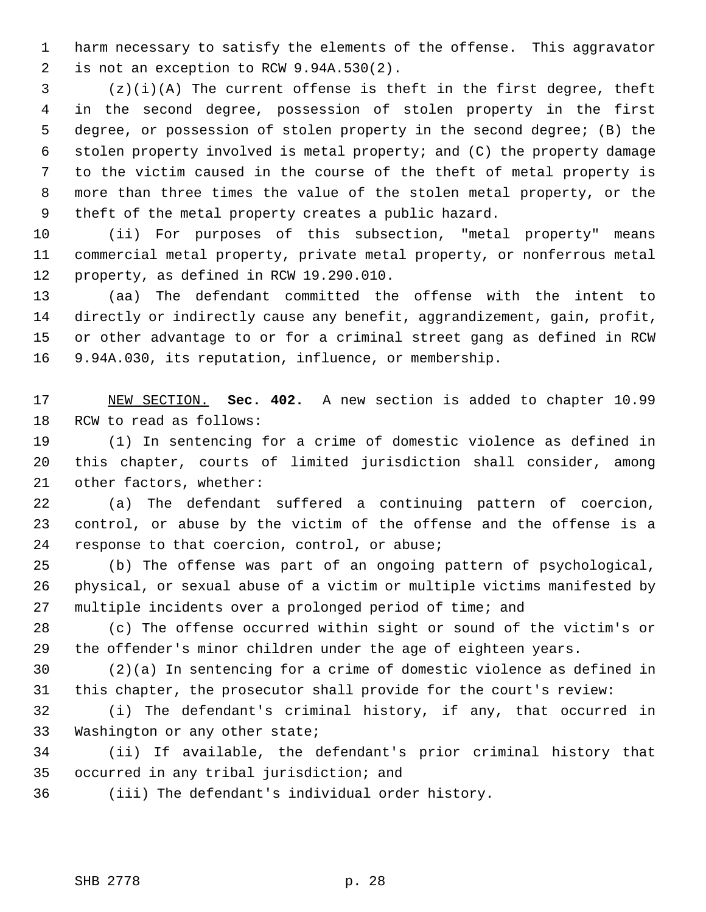harm necessary to satisfy the elements of the offense. This aggravator is not an exception to RCW 9.94A.530(2).

(z)(i)(A) The current offense is theft in the first degree, theft in the second degree, possession of stolen property in the first degree, or possession of stolen property in the second degree; (B) the stolen property involved is metal property; and (C) the property damage to the victim caused in the course of the theft of metal property is more than three times the value of the stolen metal property, or the theft of the metal property creates a public hazard.

(ii) For purposes of this subsection, "metal property" means commercial metal property, private metal property, or nonferrous metal property, as defined in RCW 19.290.010.

(aa) The defendant committed the offense with the intent to directly or indirectly cause any benefit, aggrandizement, gain, profit, or other advantage to or for a criminal street gang as defined in RCW 9.94A.030, its reputation, influence, or membership.

NEW SECTION. **Sec. 402.** A new section is added to chapter 10.99 RCW to read as follows:

(1) In sentencing for a crime of domestic violence as defined in this chapter, courts of limited jurisdiction shall consider, among other factors, whether:

(a) The defendant suffered a continuing pattern of coercion, control, or abuse by the victim of the offense and the offense is a response to that coercion, control, or abuse;

(b) The offense was part of an ongoing pattern of psychological, physical, or sexual abuse of a victim or multiple victims manifested by multiple incidents over a prolonged period of time; and

(c) The offense occurred within sight or sound of the victim's or the offender's minor children under the age of eighteen years.

(2)(a) In sentencing for a crime of domestic violence as defined in this chapter, the prosecutor shall provide for the court's review:

(i) The defendant's criminal history, if any, that occurred in Washington or any other state;

(ii) If available, the defendant's prior criminal history that occurred in any tribal jurisdiction; and

(iii) The defendant's individual order history.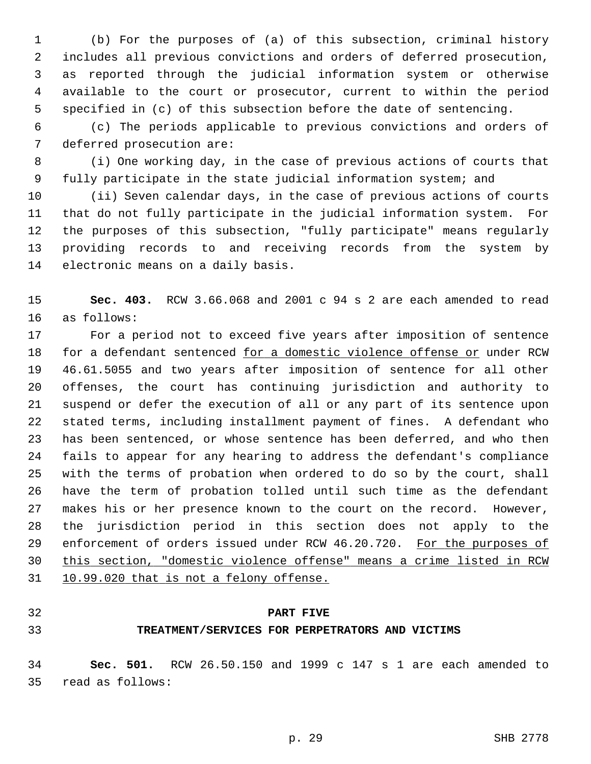(b) For the purposes of (a) of this subsection, criminal history includes all previous convictions and orders of deferred prosecution, as reported through the judicial information system or otherwise available to the court or prosecutor, current to within the period specified in (c) of this subsection before the date of sentencing.

(c) The periods applicable to previous convictions and orders of deferred prosecution are:

(i) One working day, in the case of previous actions of courts that fully participate in the state judicial information system; and

(ii) Seven calendar days, in the case of previous actions of courts that do not fully participate in the judicial information system. For the purposes of this subsection, "fully participate" means regularly providing records to and receiving records from the system by electronic means on a daily basis.

**Sec. 403.** RCW 3.66.068 and 2001 c 94 s 2 are each amended to read as follows:

For a period not to exceed five years after imposition of sentence for a defendant sentenced <u>for a domestic violence offense or</u> under RCW 46.61.5055 and two years after imposition of sentence for all other offenses, the court has continuing jurisdiction and authority to suspend or defer the execution of all or any part of its sentence upon stated terms, including installment payment of fines. A defendant who has been sentenced, or whose sentence has been deferred, and who then fails to appear for any hearing to address the defendant's compliance with the terms of probation when ordered to do so by the court, shall have the term of probation tolled until such time as the defendant makes his or her presence known to the court on the record. However, the jurisdiction period in this section does not apply to the enforcement of orders issued under RCW 46.20.720. <u>For the purposes of this section, "domestic violence offense" means a crime listed in RCW 10.99.020 that is not a felony offense.</u>

## PART FIVE

## TREATMENT/SERVICES FOR PERPETRATORS AND VICTIMS

**Sec. 501.** RCW 26.50.150 and 1999 c 147 s 1 are each amended to read as follows: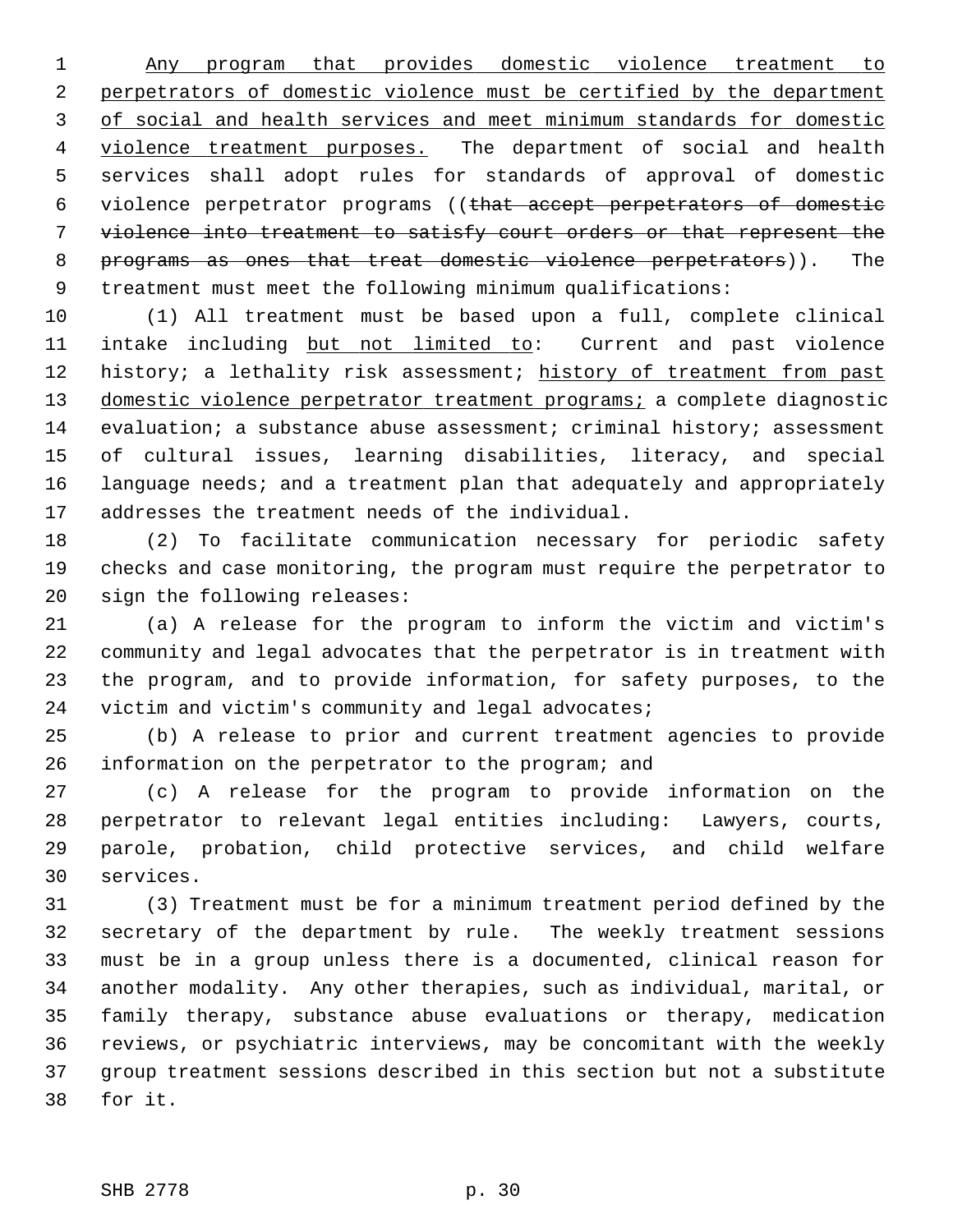Any program that provides domestic violence treatment to perpetrators of domestic violence must be certified by the department of social and health services and meet minimum standards for domestic violence treatment purposes. The department of social and health services shall adopt rules for standards of approval of domestic violence perpetrator programs ((~~that accept perpetrators of domestic violence into treatment to satisfy court orders or that represent the programs as ones that treat domestic violence perpetrators~~)). The treatment must meet the following minimum qualifications:

(1) All treatment must be based upon a full, complete clinical intake including but not limited to: Current and past violence history; a lethality risk assessment; history of treatment from past domestic violence perpetrator treatment programs; a complete diagnostic evaluation; a substance abuse assessment; criminal history; assessment of cultural issues, learning disabilities, literacy, and special language needs; and a treatment plan that adequately and appropriately addresses the treatment needs of the individual.

(2) To facilitate communication necessary for periodic safety checks and case monitoring, the program must require the perpetrator to sign the following releases:

(a) A release for the program to inform the victim and victim's community and legal advocates that the perpetrator is in treatment with the program, and to provide information, for safety purposes, to the victim and victim's community and legal advocates;

(b) A release to prior and current treatment agencies to provide information on the perpetrator to the program; and

(c) A release for the program to provide information on the perpetrator to relevant legal entities including: Lawyers, courts, parole, probation, child protective services, and child welfare services.

(3) Treatment must be for a minimum treatment period defined by the secretary of the department by rule. The weekly treatment sessions must be in a group unless there is a documented, clinical reason for another modality. Any other therapies, such as individual, marital, or family therapy, substance abuse evaluations or therapy, medication reviews, or psychiatric interviews, may be concomitant with the weekly group treatment sessions described in this section but not a substitute for it.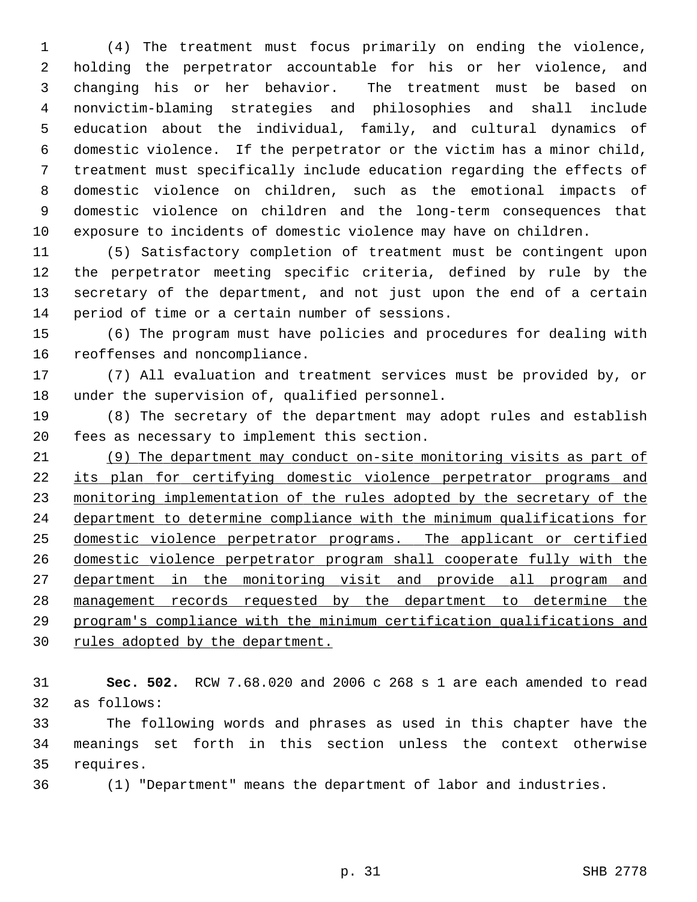(4) The treatment must focus primarily on ending the violence, holding the perpetrator accountable for his or her violence, and changing his or her behavior. The treatment must be based on nonvictim-blaming strategies and philosophies and shall include education about the individual, family, and cultural dynamics of domestic violence. If the perpetrator or the victim has a minor child, treatment must specifically include education regarding the effects of domestic violence on children, such as the emotional impacts of domestic violence on children and the long-term consequences that exposure to incidents of domestic violence may have on children.

(5) Satisfactory completion of treatment must be contingent upon the perpetrator meeting specific criteria, defined by rule by the secretary of the department, and not just upon the end of a certain period of time or a certain number of sessions.

(6) The program must have policies and procedures for dealing with reoffenses and noncompliance.

(7) All evaluation and treatment services must be provided by, or under the supervision of, qualified personnel.

(8) The secretary of the department may adopt rules and establish fees as necessary to implement this section.

<u>(9) The department may conduct on-site monitoring visits as part of its plan for certifying domestic violence perpetrator programs and monitoring implementation of the rules adopted by the secretary of the department to determine compliance with the minimum qualifications for domestic violence perpetrator programs. The applicant or certified domestic violence perpetrator program shall cooperate fully with the department in the monitoring visit and provide all program and management records requested by the department to determine the program's compliance with the minimum certification qualifications and rules adopted by the department.</u>

**Sec. 502.** RCW 7.68.020 and 2006 c 268 s 1 are each amended to read as follows:

The following words and phrases as used in this chapter have the meanings set forth in this section unless the context otherwise requires.

(1) "Department" means the department of labor and industries.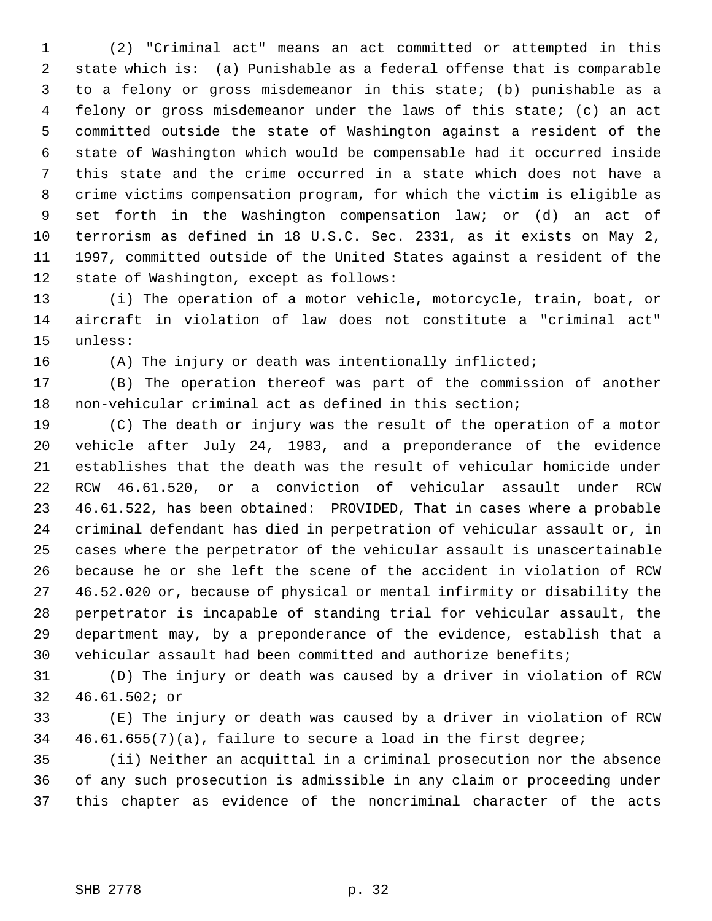(2) "Criminal act" means an act committed or attempted in this state which is: (a) Punishable as a federal offense that is comparable to a felony or gross misdemeanor in this state; (b) punishable as a felony or gross misdemeanor under the laws of this state; (c) an act committed outside the state of Washington against a resident of the state of Washington which would be compensable had it occurred inside this state and the crime occurred in a state which does not have a crime victims compensation program, for which the victim is eligible as set forth in the Washington compensation law; or (d) an act of terrorism as defined in 18 U.S.C. Sec. 2331, as it exists on May 2, 1997, committed outside of the United States against a resident of the state of Washington, except as follows:

(i) The operation of a motor vehicle, motorcycle, train, boat, or aircraft in violation of law does not constitute a "criminal act" unless:

(A) The injury or death was intentionally inflicted;

(B) The operation thereof was part of the commission of another non-vehicular criminal act as defined in this section;

(C) The death or injury was the result of the operation of a motor vehicle after July 24, 1983, and a preponderance of the evidence establishes that the death was the result of vehicular homicide under RCW 46.61.520, or a conviction of vehicular assault under RCW 46.61.522, has been obtained: PROVIDED, That in cases where a probable criminal defendant has died in perpetration of vehicular assault or, in cases where the perpetrator of the vehicular assault is unascertainable because he or she left the scene of the accident in violation of RCW 46.52.020 or, because of physical or mental infirmity or disability the perpetrator is incapable of standing trial for vehicular assault, the department may, by a preponderance of the evidence, establish that a vehicular assault had been committed and authorize benefits;

(D) The injury or death was caused by a driver in violation of RCW 46.61.502; or

(E) The injury or death was caused by a driver in violation of RCW 46.61.655(7)(a), failure to secure a load in the first degree;

(ii) Neither an acquittal in a criminal prosecution nor the absence of any such prosecution is admissible in any claim or proceeding under this chapter as evidence of the noncriminal character of the acts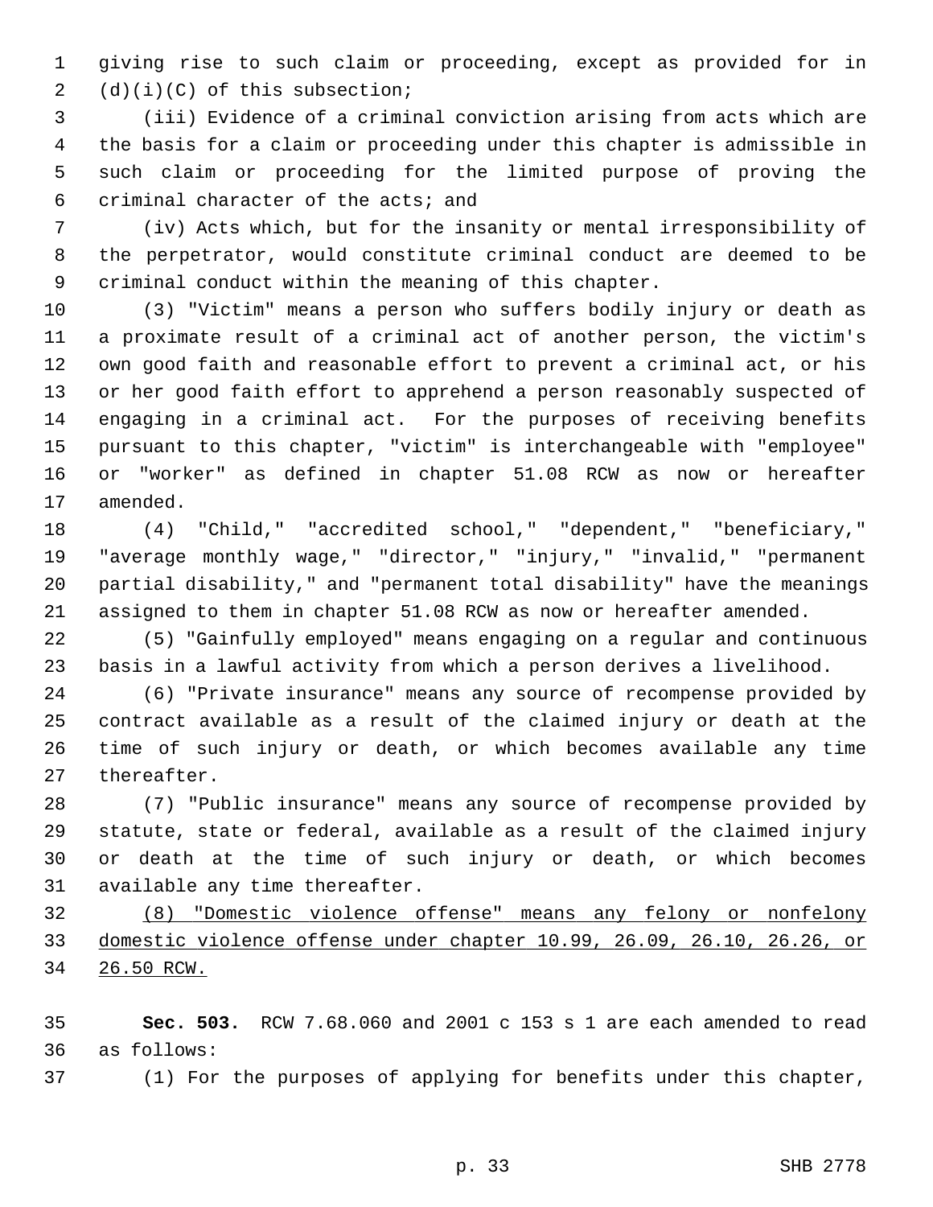giving rise to such claim or proceeding, except as provided for in (d)(i)(C) of this subsection;

(iii) Evidence of a criminal conviction arising from acts which are the basis for a claim or proceeding under this chapter is admissible in such claim or proceeding for the limited purpose of proving the criminal character of the acts; and

(iv) Acts which, but for the insanity or mental irresponsibility of the perpetrator, would constitute criminal conduct are deemed to be criminal conduct within the meaning of this chapter.

(3) "Victim" means a person who suffers bodily injury or death as a proximate result of a criminal act of another person, the victim's own good faith and reasonable effort to prevent a criminal act, or his or her good faith effort to apprehend a person reasonably suspected of engaging in a criminal act. For the purposes of receiving benefits pursuant to this chapter, "victim" is interchangeable with "employee" or "worker" as defined in chapter 51.08 RCW as now or hereafter amended.

(4) "Child," "accredited school," "dependent," "beneficiary," "average monthly wage," "director," "injury," "invalid," "permanent partial disability," and "permanent total disability" have the meanings assigned to them in chapter 51.08 RCW as now or hereafter amended.

(5) "Gainfully employed" means engaging on a regular and continuous basis in a lawful activity from which a person derives a livelihood.

(6) "Private insurance" means any source of recompense provided by contract available as a result of the claimed injury or death at the time of such injury or death, or which becomes available any time thereafter.

(7) "Public insurance" means any source of recompense provided by statute, state or federal, available as a result of the claimed injury or death at the time of such injury or death, or which becomes available any time thereafter.

<u>(8) "Domestic violence offense" means any felony or nonfelony domestic violence offense under chapter 10.99, 26.09, 26.10, 26.26, or 26.50 RCW.</u>

**Sec. 503.** RCW 7.68.060 and 2001 c 153 s 1 are each amended to read as follows:

(1) For the purposes of applying for benefits under this chapter,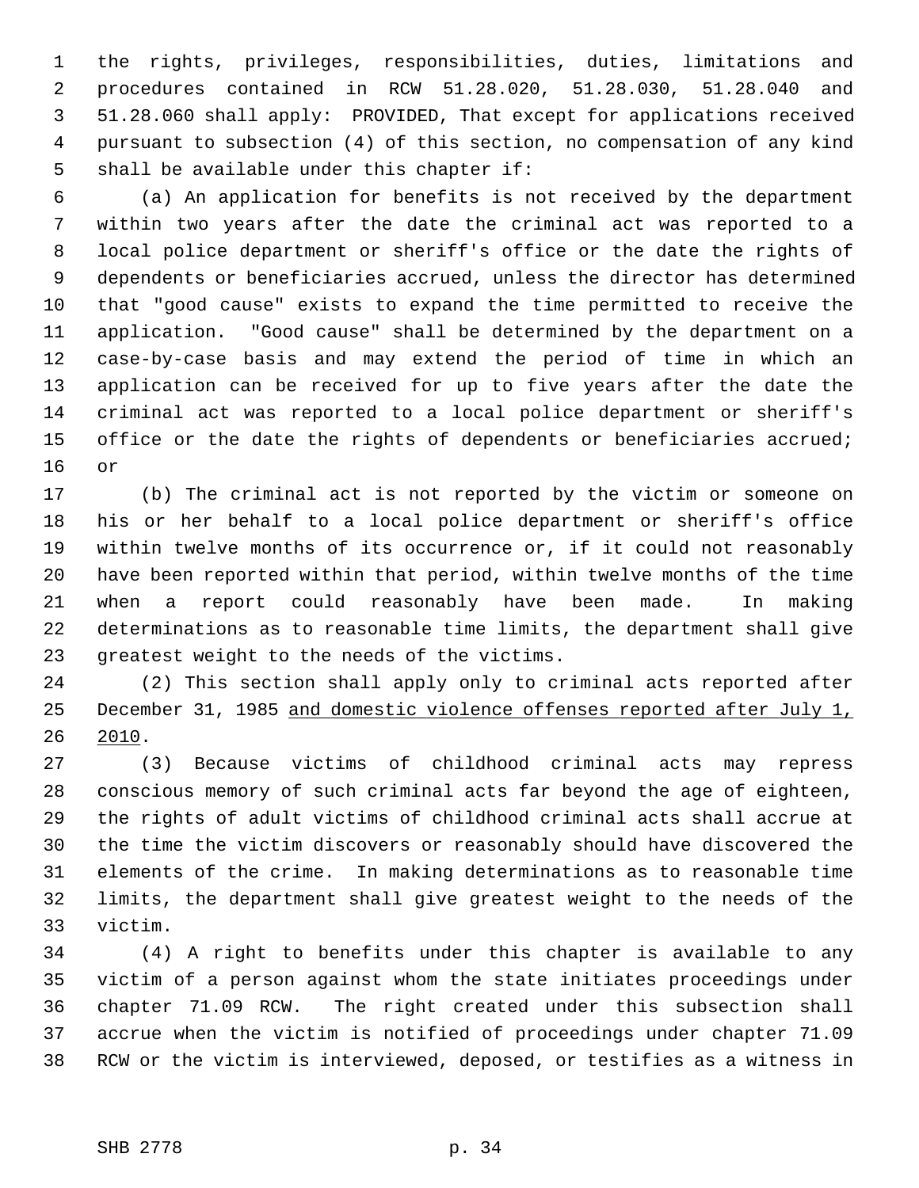the rights, privileges, responsibilities, duties, limitations and procedures contained in RCW 51.28.020, 51.28.030, 51.28.040 and 51.28.060 shall apply: PROVIDED, That except for applications received pursuant to subsection (4) of this section, no compensation of any kind shall be available under this chapter if:

(a) An application for benefits is not received by the department within two years after the date the criminal act was reported to a local police department or sheriff's office or the date the rights of dependents or beneficiaries accrued, unless the director has determined that "good cause" exists to expand the time permitted to receive the application. "Good cause" shall be determined by the department on a case-by-case basis and may extend the period of time in which an application can be received for up to five years after the date the criminal act was reported to a local police department or sheriff's office or the date the rights of dependents or beneficiaries accrued; or

(b) The criminal act is not reported by the victim or someone on his or her behalf to a local police department or sheriff's office within twelve months of its occurrence or, if it could not reasonably have been reported within that period, within twelve months of the time when a report could reasonably have been made. In making determinations as to reasonable time limits, the department shall give greatest weight to the needs of the victims.

(2) This section shall apply only to criminal acts reported after December 31, 1985 <u>and domestic violence offenses reported after July 1, 2010</u>.

(3) Because victims of childhood criminal acts may repress conscious memory of such criminal acts far beyond the age of eighteen, the rights of adult victims of childhood criminal acts shall accrue at the time the victim discovers or reasonably should have discovered the elements of the crime. In making determinations as to reasonable time limits, the department shall give greatest weight to the needs of the victim.

(4) A right to benefits under this chapter is available to any victim of a person against whom the state initiates proceedings under chapter 71.09 RCW. The right created under this subsection shall accrue when the victim is notified of proceedings under chapter 71.09 RCW or the victim is interviewed, deposed, or testifies as a witness in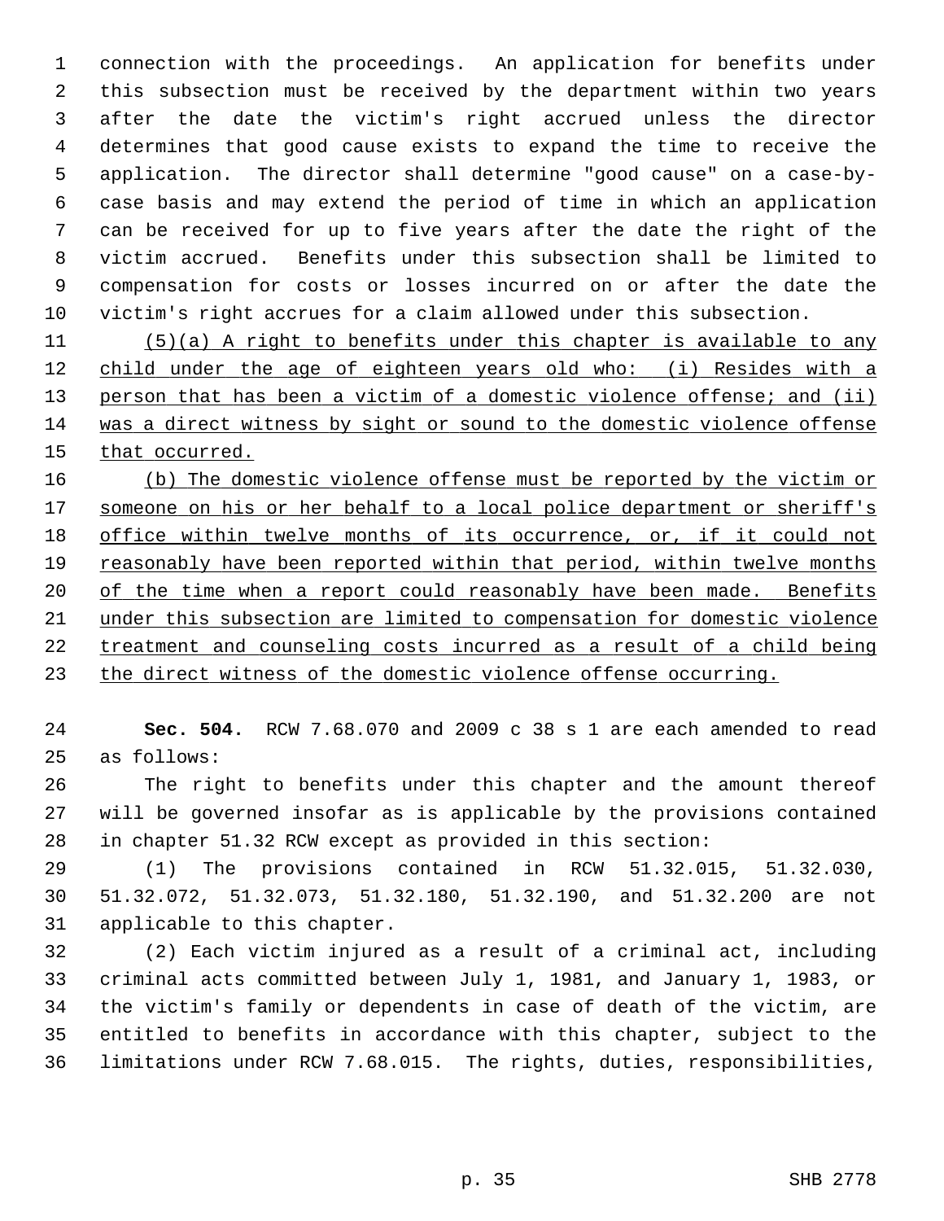connection with the proceedings. An application for benefits under this subsection must be received by the department within two years after the date the victim's right accrued unless the director determines that good cause exists to expand the time to receive the application. The director shall determine "good cause" on a case-by-case basis and may extend the period of time in which an application can be received for up to five years after the date the right of the victim accrued. Benefits under this subsection shall be limited to compensation for costs or losses incurred on or after the date the victim's right accrues for a claim allowed under this subsection.

(5)(a) A right to benefits under this chapter is available to any child under the age of eighteen years old who: (i) Resides with a person that has been a victim of a domestic violence offense; and (ii) was a direct witness by sight or sound to the domestic violence offense that occurred.

(b) The domestic violence offense must be reported by the victim or someone on his or her behalf to a local police department or sheriff's office within twelve months of its occurrence, or, if it could not reasonably have been reported within that period, within twelve months of the time when a report could reasonably have been made. Benefits under this subsection are limited to compensation for domestic violence treatment and counseling costs incurred as a result of a child being the direct witness of the domestic violence offense occurring.

**Sec. 504.** RCW 7.68.070 and 2009 c 38 s 1 are each amended to read as follows:

The right to benefits under this chapter and the amount thereof will be governed insofar as is applicable by the provisions contained in chapter 51.32 RCW except as provided in this section:

(1) The provisions contained in RCW 51.32.015, 51.32.030, 51.32.072, 51.32.073, 51.32.180, 51.32.190, and 51.32.200 are not applicable to this chapter.

(2) Each victim injured as a result of a criminal act, including criminal acts committed between July 1, 1981, and January 1, 1983, or the victim's family or dependents in case of death of the victim, are entitled to benefits in accordance with this chapter, subject to the limitations under RCW 7.68.015. The rights, duties, responsibilities,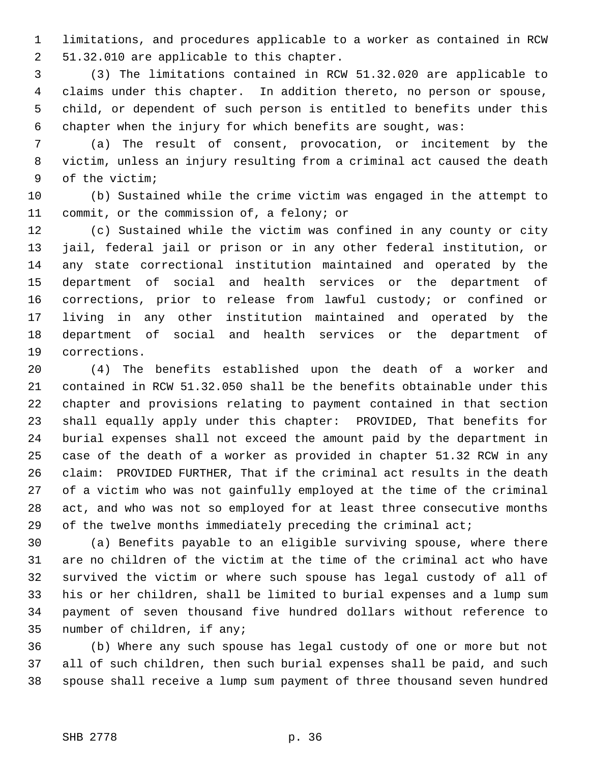limitations, and procedures applicable to a worker as contained in RCW 51.32.010 are applicable to this chapter.

(3) The limitations contained in RCW 51.32.020 are applicable to claims under this chapter. In addition thereto, no person or spouse, child, or dependent of such person is entitled to benefits under this chapter when the injury for which benefits are sought, was:

(a) The result of consent, provocation, or incitement by the victim, unless an injury resulting from a criminal act caused the death of the victim;

(b) Sustained while the crime victim was engaged in the attempt to commit, or the commission of, a felony; or

(c) Sustained while the victim was confined in any county or city jail, federal jail or prison or in any other federal institution, or any state correctional institution maintained and operated by the department of social and health services or the department of corrections, prior to release from lawful custody; or confined or living in any other institution maintained and operated by the department of social and health services or the department of corrections.

(4) The benefits established upon the death of a worker and contained in RCW 51.32.050 shall be the benefits obtainable under this chapter and provisions relating to payment contained in that section shall equally apply under this chapter: PROVIDED, That benefits for burial expenses shall not exceed the amount paid by the department in case of the death of a worker as provided in chapter 51.32 RCW in any claim: PROVIDED FURTHER, That if the criminal act results in the death of a victim who was not gainfully employed at the time of the criminal act, and who was not so employed for at least three consecutive months of the twelve months immediately preceding the criminal act;

(a) Benefits payable to an eligible surviving spouse, where there are no children of the victim at the time of the criminal act who have survived the victim or where such spouse has legal custody of all of his or her children, shall be limited to burial expenses and a lump sum payment of seven thousand five hundred dollars without reference to number of children, if any;

(b) Where any such spouse has legal custody of one or more but not all of such children, then such burial expenses shall be paid, and such spouse shall receive a lump sum payment of three thousand seven hundred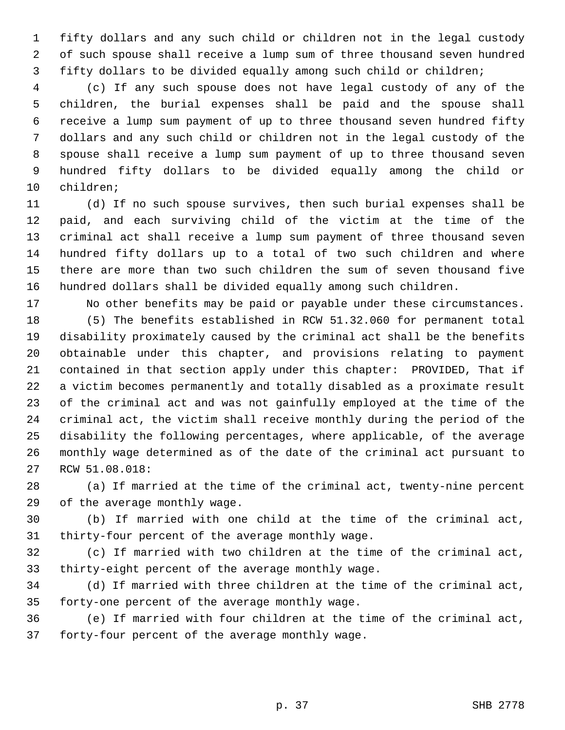fifty dollars and any such child or children not in the legal custody of such spouse shall receive a lump sum of three thousand seven hundred fifty dollars to be divided equally among such child or children;

(c) If any such spouse does not have legal custody of any of the children, the burial expenses shall be paid and the spouse shall receive a lump sum payment of up to three thousand seven hundred fifty dollars and any such child or children not in the legal custody of the spouse shall receive a lump sum payment of up to three thousand seven hundred fifty dollars to be divided equally among the child or children;

(d) If no such spouse survives, then such burial expenses shall be paid, and each surviving child of the victim at the time of the criminal act shall receive a lump sum payment of three thousand seven hundred fifty dollars up to a total of two such children and where there are more than two such children the sum of seven thousand five hundred dollars shall be divided equally among such children.

No other benefits may be paid or payable under these circumstances.

(5) The benefits established in RCW 51.32.060 for permanent total disability proximately caused by the criminal act shall be the benefits obtainable under this chapter, and provisions relating to payment contained in that section apply under this chapter: PROVIDED, That if a victim becomes permanently and totally disabled as a proximate result of the criminal act and was not gainfully employed at the time of the criminal act, the victim shall receive monthly during the period of the disability the following percentages, where applicable, of the average monthly wage determined as of the date of the criminal act pursuant to RCW 51.08.018:

(a) If married at the time of the criminal act, twenty-nine percent of the average monthly wage.

(b) If married with one child at the time of the criminal act, thirty-four percent of the average monthly wage.

(c) If married with two children at the time of the criminal act, thirty-eight percent of the average monthly wage.

(d) If married with three children at the time of the criminal act, forty-one percent of the average monthly wage.

(e) If married with four children at the time of the criminal act, forty-four percent of the average monthly wage.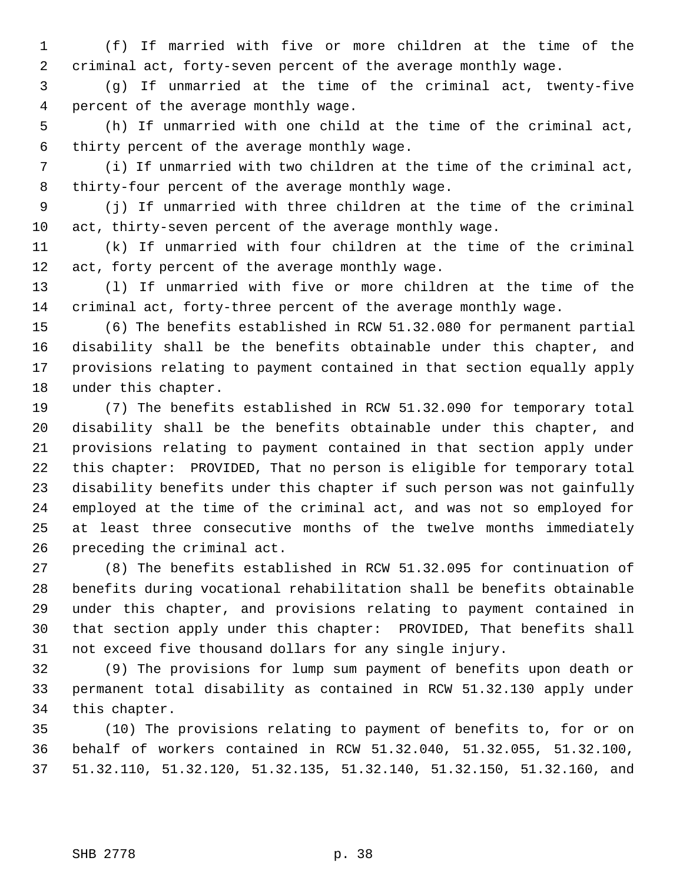(f) If married with five or more children at the time of the criminal act, forty-seven percent of the average monthly wage.

(g) If unmarried at the time of the criminal act, twenty-five percent of the average monthly wage.

(h) If unmarried with one child at the time of the criminal act, thirty percent of the average monthly wage.

(i) If unmarried with two children at the time of the criminal act, thirty-four percent of the average monthly wage.

(j) If unmarried with three children at the time of the criminal act, thirty-seven percent of the average monthly wage.

(k) If unmarried with four children at the time of the criminal act, forty percent of the average monthly wage.

(l) If unmarried with five or more children at the time of the criminal act, forty-three percent of the average monthly wage.

(6) The benefits established in RCW 51.32.080 for permanent partial disability shall be the benefits obtainable under this chapter, and provisions relating to payment contained in that section equally apply under this chapter.

(7) The benefits established in RCW 51.32.090 for temporary total disability shall be the benefits obtainable under this chapter, and provisions relating to payment contained in that section apply under this chapter: PROVIDED, That no person is eligible for temporary total disability benefits under this chapter if such person was not gainfully employed at the time of the criminal act, and was not so employed for at least three consecutive months of the twelve months immediately preceding the criminal act.

(8) The benefits established in RCW 51.32.095 for continuation of benefits during vocational rehabilitation shall be benefits obtainable under this chapter, and provisions relating to payment contained in that section apply under this chapter: PROVIDED, That benefits shall not exceed five thousand dollars for any single injury.

(9) The provisions for lump sum payment of benefits upon death or permanent total disability as contained in RCW 51.32.130 apply under this chapter.

(10) The provisions relating to payment of benefits to, for or on behalf of workers contained in RCW 51.32.040, 51.32.055, 51.32.100, 51.32.110, 51.32.120, 51.32.135, 51.32.140, 51.32.150, 51.32.160, and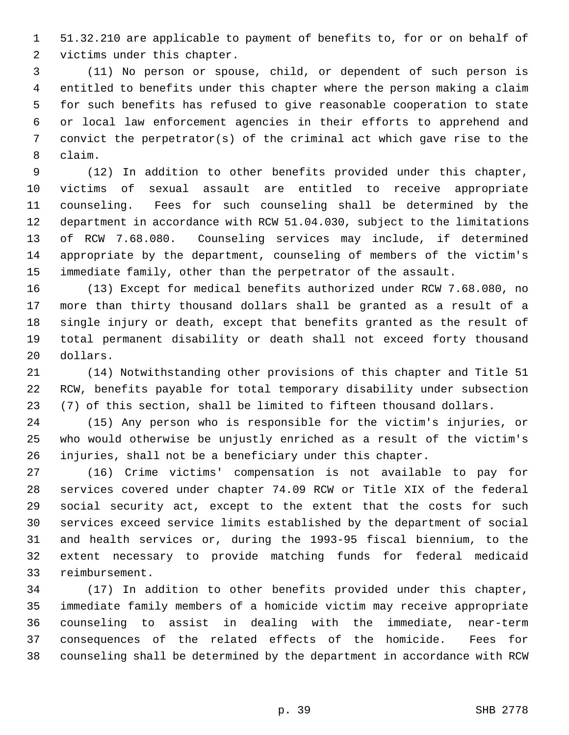51.32.210 are applicable to payment of benefits to, for or on behalf of victims under this chapter.

(11) No person or spouse, child, or dependent of such person is entitled to benefits under this chapter where the person making a claim for such benefits has refused to give reasonable cooperation to state or local law enforcement agencies in their efforts to apprehend and convict the perpetrator(s) of the criminal act which gave rise to the claim.

(12) In addition to other benefits provided under this chapter, victims of sexual assault are entitled to receive appropriate counseling. Fees for such counseling shall be determined by the department in accordance with RCW 51.04.030, subject to the limitations of RCW 7.68.080. Counseling services may include, if determined appropriate by the department, counseling of members of the victim's immediate family, other than the perpetrator of the assault.

(13) Except for medical benefits authorized under RCW 7.68.080, no more than thirty thousand dollars shall be granted as a result of a single injury or death, except that benefits granted as the result of total permanent disability or death shall not exceed forty thousand dollars.

(14) Notwithstanding other provisions of this chapter and Title 51 RCW, benefits payable for total temporary disability under subsection (7) of this section, shall be limited to fifteen thousand dollars.

(15) Any person who is responsible for the victim's injuries, or who would otherwise be unjustly enriched as a result of the victim's injuries, shall not be a beneficiary under this chapter.

(16) Crime victims' compensation is not available to pay for services covered under chapter 74.09 RCW or Title XIX of the federal social security act, except to the extent that the costs for such services exceed service limits established by the department of social and health services or, during the 1993-95 fiscal biennium, to the extent necessary to provide matching funds for federal medicaid reimbursement.

(17) In addition to other benefits provided under this chapter, immediate family members of a homicide victim may receive appropriate counseling to assist in dealing with the immediate, near-term consequences of the related effects of the homicide. Fees for counseling shall be determined by the department in accordance with RCW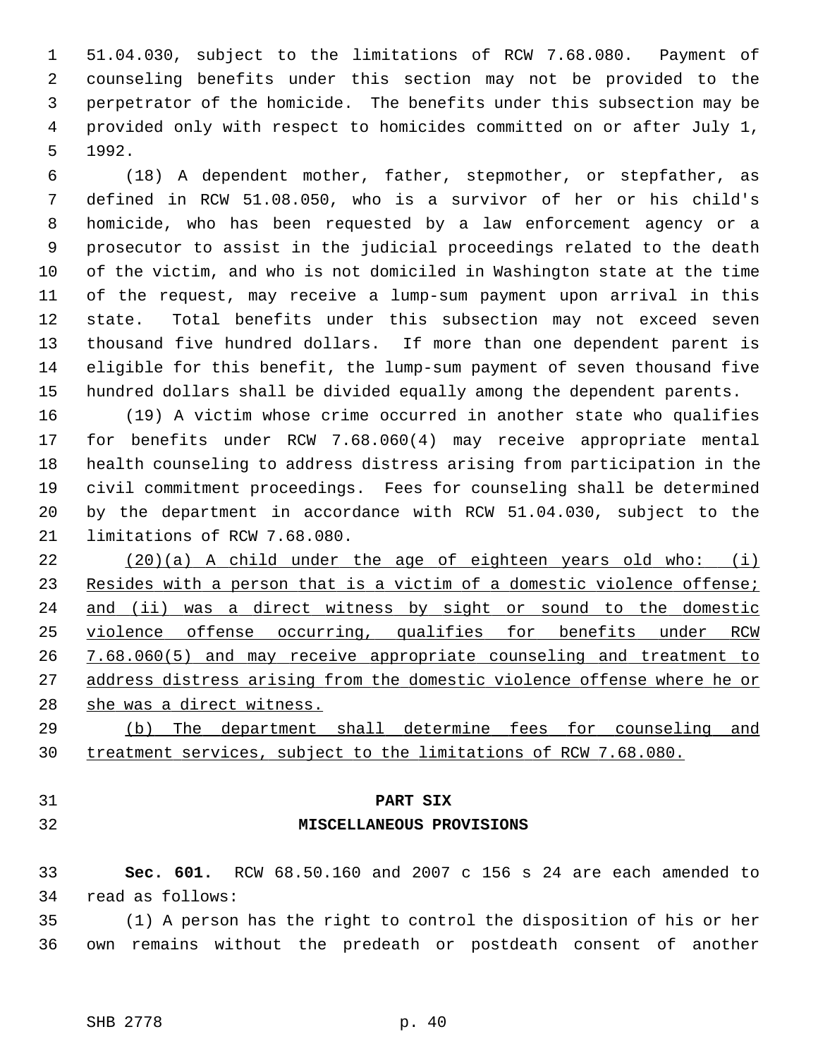51.04.030, subject to the limitations of RCW 7.68.080. Payment of counseling benefits under this section may not be provided to the perpetrator of the homicide. The benefits under this subsection may be provided only with respect to homicides committed on or after July 1, 1992.

(18) A dependent mother, father, stepmother, or stepfather, as defined in RCW 51.08.050, who is a survivor of her or his child's homicide, who has been requested by a law enforcement agency or a prosecutor to assist in the judicial proceedings related to the death of the victim, and who is not domiciled in Washington state at the time of the request, may receive a lump-sum payment upon arrival in this state. Total benefits under this subsection may not exceed seven thousand five hundred dollars. If more than one dependent parent is eligible for this benefit, the lump-sum payment of seven thousand five hundred dollars shall be divided equally among the dependent parents.

(19) A victim whose crime occurred in another state who qualifies for benefits under RCW 7.68.060(4) may receive appropriate mental health counseling to address distress arising from participation in the civil commitment proceedings. Fees for counseling shall be determined by the department in accordance with RCW 51.04.030, subject to the limitations of RCW 7.68.080.

<u>(20)(a) A child under the age of eighteen years old who: (i) Resides with a person that is a victim of a domestic violence offense; and (ii) was a direct witness by sight or sound to the domestic violence offense occurring, qualifies for benefits under RCW 7.68.060(5) and may receive appropriate counseling and treatment to address distress arising from the domestic violence offense where he or she was a direct witness.</u>

<u>(b) The department shall determine fees for counseling and treatment services, subject to the limitations of RCW 7.68.080.</u>

## PART SIX
## MISCELLANEOUS PROVISIONS

**Sec. 601.** RCW 68.50.160 and 2007 c 156 s 24 are each amended to read as follows:

(1) A person has the right to control the disposition of his or her own remains without the predeath or postdeath consent of another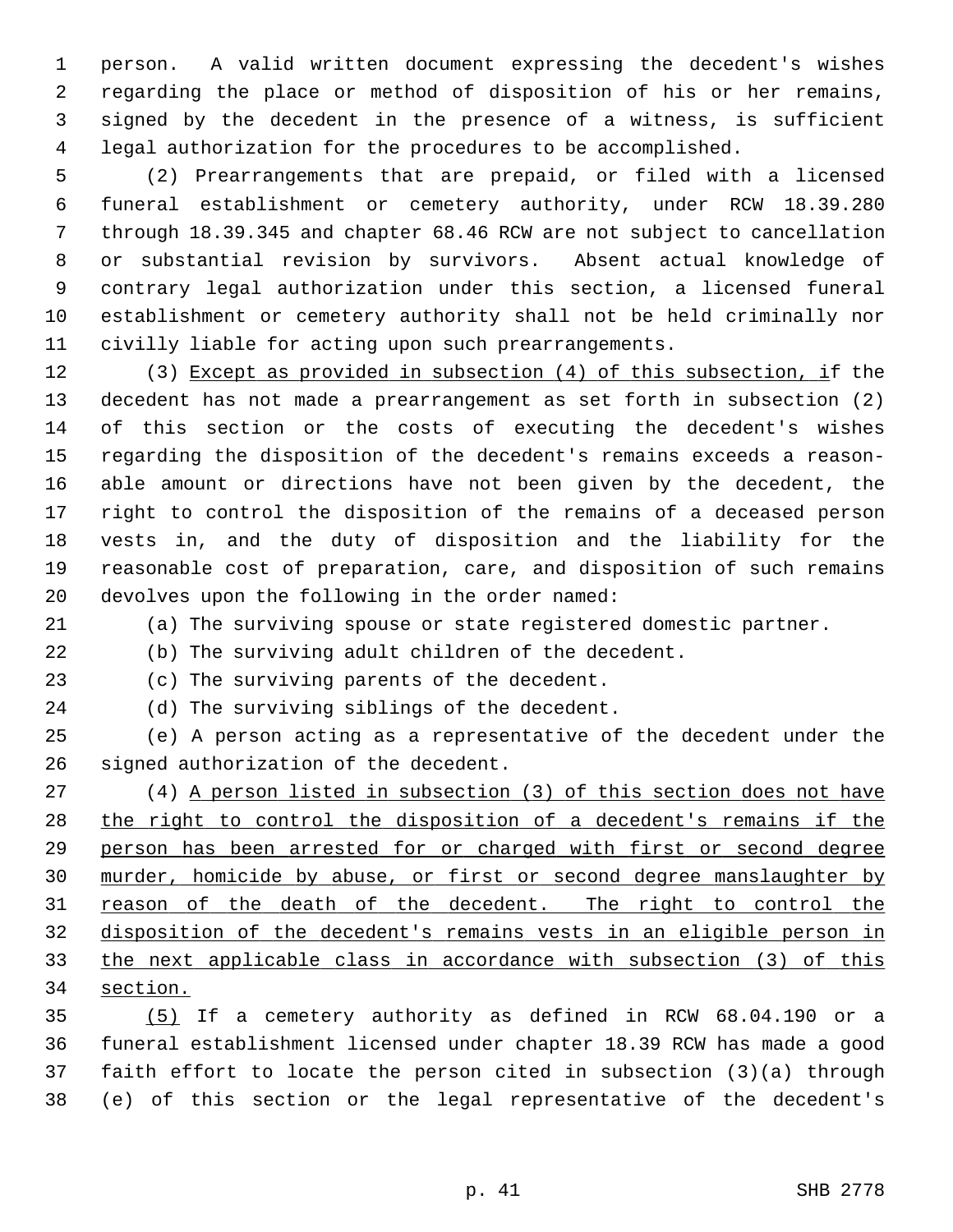person. A valid written document expressing the decedent's wishes regarding the place or method of disposition of his or her remains, signed by the decedent in the presence of a witness, is sufficient legal authorization for the procedures to be accomplished.

(2) Prearrangements that are prepaid, or filed with a licensed funeral establishment or cemetery authority, under RCW 18.39.280 through 18.39.345 and chapter 68.46 RCW are not subject to cancellation or substantial revision by survivors. Absent actual knowledge of contrary legal authorization under this section, a licensed funeral establishment or cemetery authority shall not be held criminally nor civilly liable for acting upon such prearrangements.

(3) <u>Except as provided in subsection (4) of this subsection, i</u>f the decedent has not made a prearrangement as set forth in subsection (2) of this section or the costs of executing the decedent's wishes regarding the disposition of the decedent's remains exceeds a reasonable amount or directions have not been given by the decedent, the right to control the disposition of the remains of a deceased person vests in, and the duty of disposition and the liability for the reasonable cost of preparation, care, and disposition of such remains devolves upon the following in the order named:

(a) The surviving spouse or state registered domestic partner.

(b) The surviving adult children of the decedent.

(c) The surviving parents of the decedent.

(d) The surviving siblings of the decedent.

(e) A person acting as a representative of the decedent under the signed authorization of the decedent.

(4) <u>A person listed in subsection (3) of this section does not have the right to control the disposition of a decedent's remains if the person has been arrested for or charged with first or second degree murder, homicide by abuse, or first or second degree manslaughter by reason of the death of the decedent. The right to control the disposition of the decedent's remains vests in an eligible person in the next applicable class in accordance with subsection (3) of this section.</u>

<u>(5)</u> If a cemetery authority as defined in RCW 68.04.190 or a funeral establishment licensed under chapter 18.39 RCW has made a good faith effort to locate the person cited in subsection (3)(a) through (e) of this section or the legal representative of the decedent's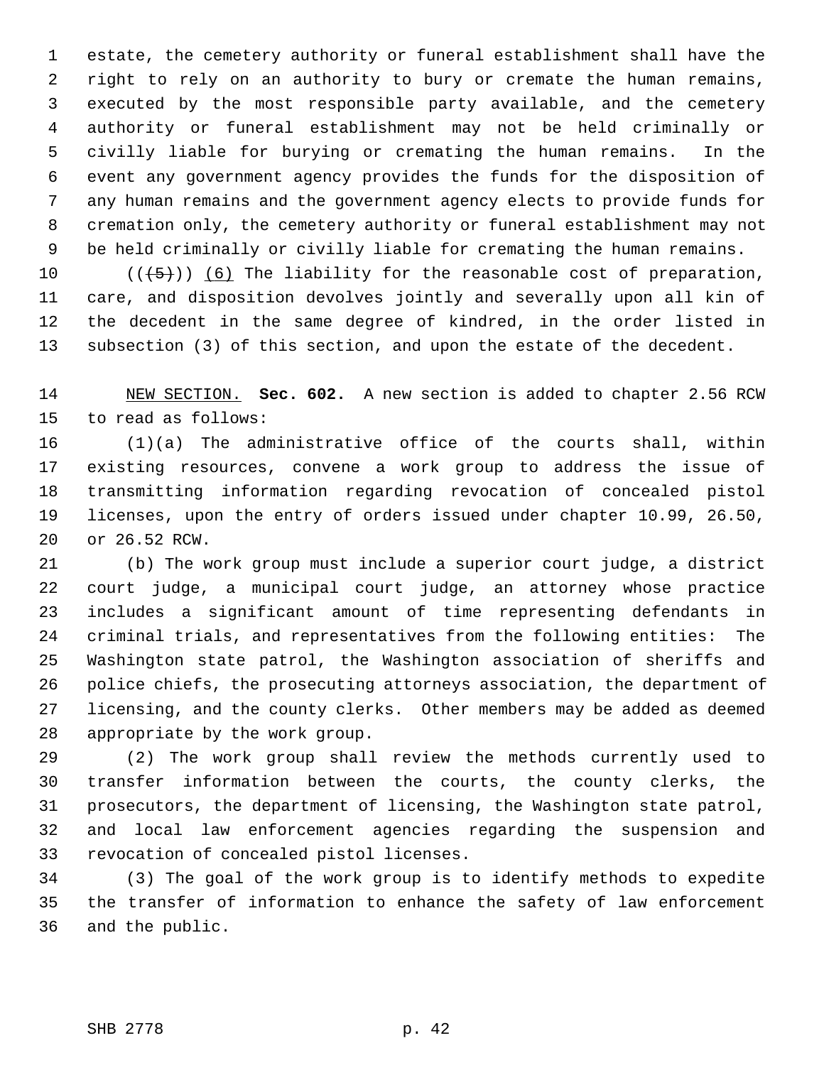estate, the cemetery authority or funeral establishment shall have the right to rely on an authority to bury or cremate the human remains, executed by the most responsible party available, and the cemetery authority or funeral establishment may not be held criminally or civilly liable for burying or cremating the human remains. In the event any government agency provides the funds for the disposition of any human remains and the government agency elects to provide funds for cremation only, the cemetery authority or funeral establishment may not be held criminally or civilly liable for cremating the human remains.

((~~(5)~~)) (6) The liability for the reasonable cost of preparation, care, and disposition devolves jointly and severally upon all kin of the decedent in the same degree of kindred, in the order listed in subsection (3) of this section, and upon the estate of the decedent.

NEW SECTION. **Sec. 602.** A new section is added to chapter 2.56 RCW to read as follows:

(1)(a) The administrative office of the courts shall, within existing resources, convene a work group to address the issue of transmitting information regarding revocation of concealed pistol licenses, upon the entry of orders issued under chapter 10.99, 26.50, or 26.52 RCW.

(b) The work group must include a superior court judge, a district court judge, a municipal court judge, an attorney whose practice includes a significant amount of time representing defendants in criminal trials, and representatives from the following entities: The Washington state patrol, the Washington association of sheriffs and police chiefs, the prosecuting attorneys association, the department of licensing, and the county clerks. Other members may be added as deemed appropriate by the work group.

(2) The work group shall review the methods currently used to transfer information between the courts, the county clerks, the prosecutors, the department of licensing, the Washington state patrol, and local law enforcement agencies regarding the suspension and revocation of concealed pistol licenses.

(3) The goal of the work group is to identify methods to expedite the transfer of information to enhance the safety of law enforcement and the public.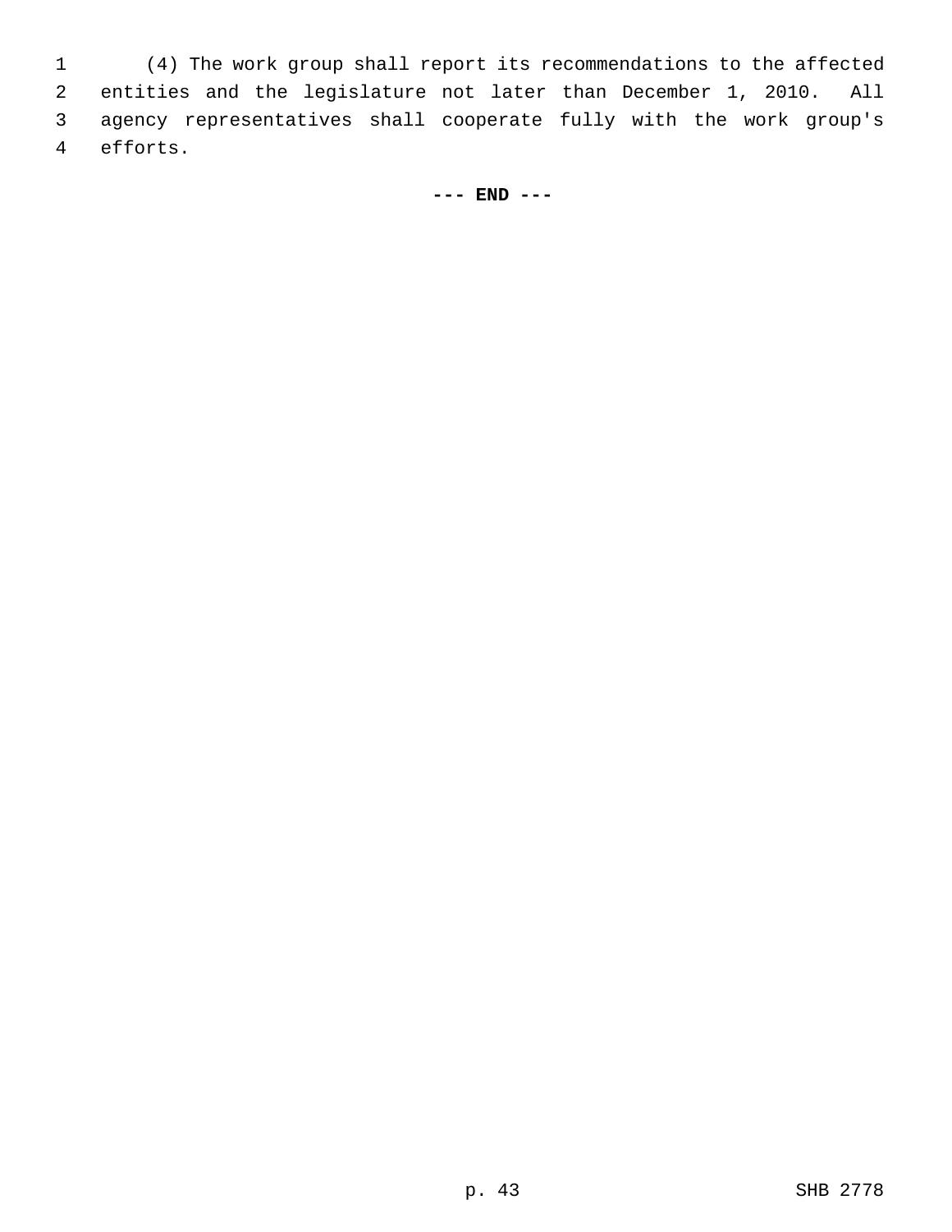(4) The work group shall report its recommendations to the affected entities and the legislature not later than December 1, 2010. All agency representatives shall cooperate fully with the work group's efforts.

**--- END ---**